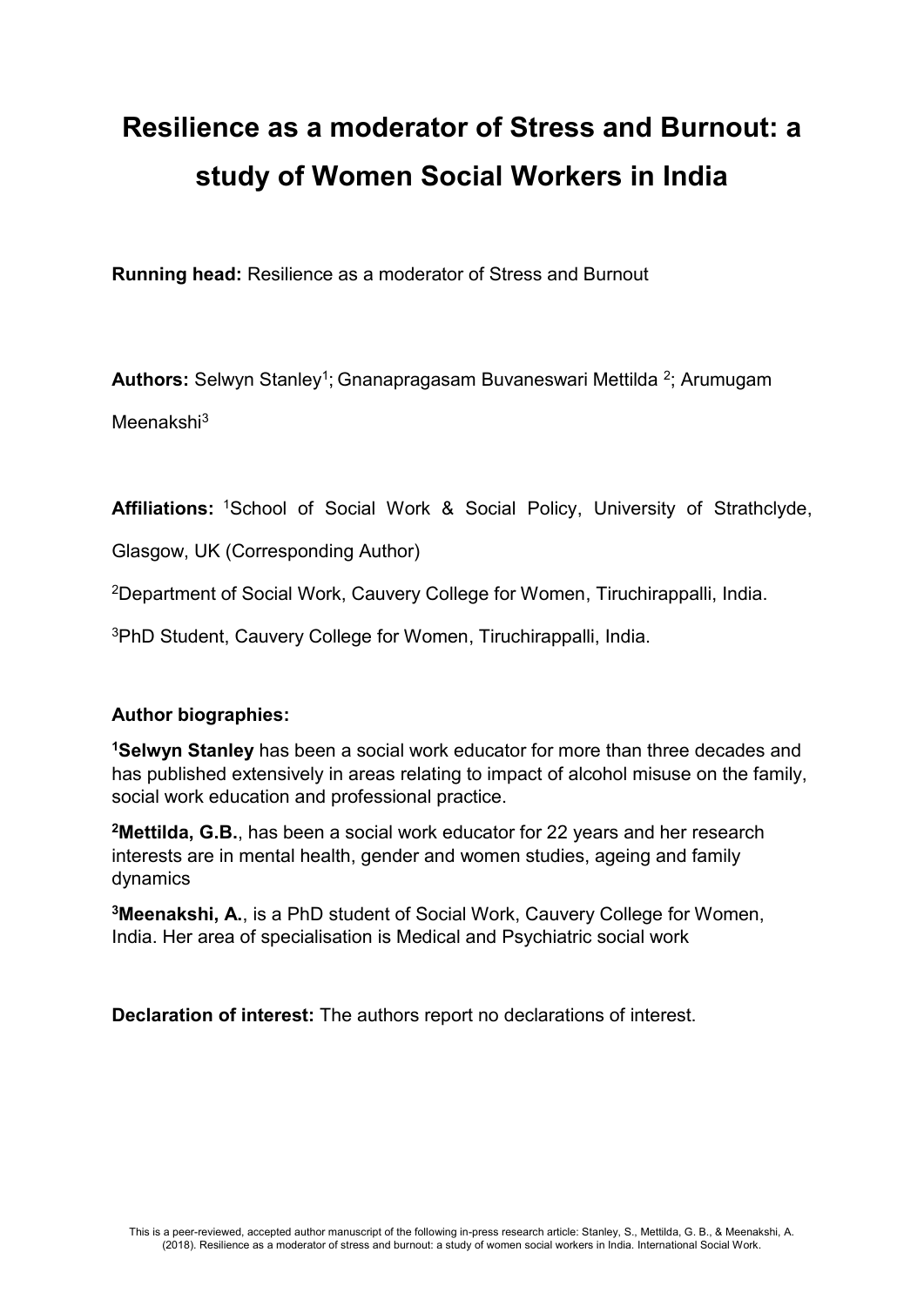# Resilience as a moderator of Stress and Burnout: a study of Women Social Workers in India

**Running head:** Resilience as a moderator of Stress and Burnout

**Authors:** Selwyn Stanley[1]; Gnanapragasam Buvaneswari Mettilda [2]; Arumugam Meenakshi[3]

**Affiliations:** [1]School of Social Work & Social Policy, University of Strathclyde, Glasgow, UK (Corresponding Author)

[2]Department of Social Work, Cauvery College for Women, Tiruchirappalli, India.

[3]PhD Student, Cauvery College for Women, Tiruchirappalli, India.

**Author biographies:**

**[1]Selwyn Stanley** has been a social work educator for more than three decades and has published extensively in areas relating to impact of alcohol misuse on the family, social work education and professional practice.

**[2]Mettilda, G.B.**, has been a social work educator for 22 years and her research interests are in mental health, gender and women studies, ageing and family dynamics

**[3]Meenakshi, A.**, is a PhD student of Social Work, Cauvery College for Women, India. Her area of specialisation is Medical and Psychiatric social work

**Declaration of interest:** The authors report no declarations of interest.

This is a peer-reviewed, accepted author manuscript of the following in-press research article: Stanley, S., Mettilda, G. B., & Meenakshi, A. (2018). Resilience as a moderator of stress and burnout: a study of women social workers in India. International Social Work.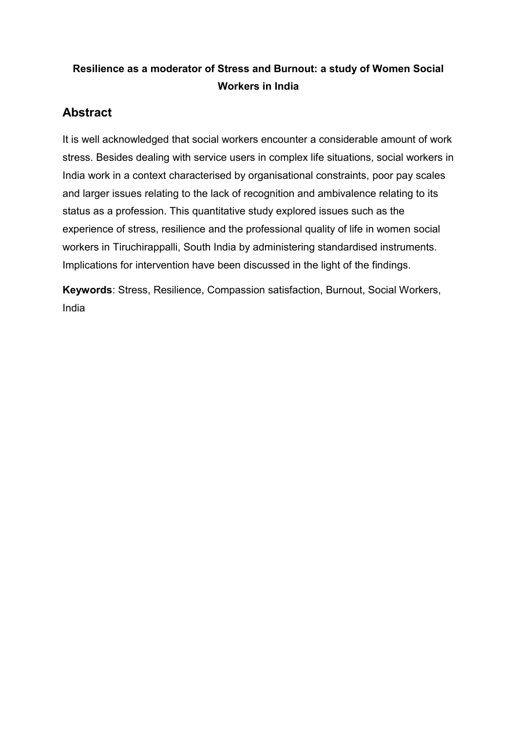**Resilience as a moderator of Stress and Burnout: a study of Women Social Workers in India**

## Abstract

It is well acknowledged that social workers encounter a considerable amount of work stress. Besides dealing with service users in complex life situations, social workers in India work in a context characterised by organisational constraints, poor pay scales and larger issues relating to the lack of recognition and ambivalence relating to its status as a profession. This quantitative study explored issues such as the experience of stress, resilience and the professional quality of life in women social workers in Tiruchirappalli, South India by administering standardised instruments. Implications for intervention have been discussed in the light of the findings.

**Keywords**: Stress, Resilience, Compassion satisfaction, Burnout, Social Workers, India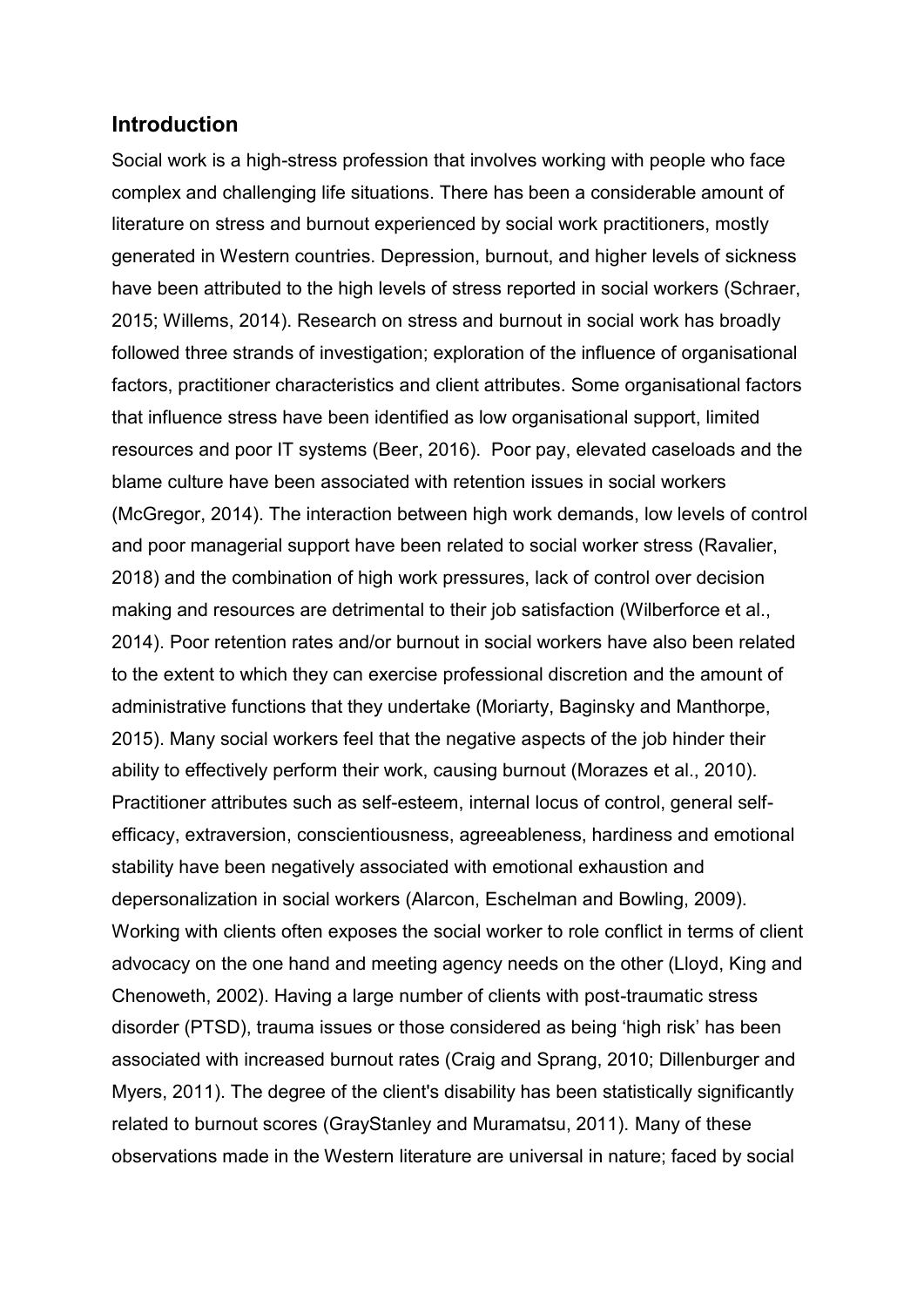## Introduction

Social work is a high-stress profession that involves working with people who face complex and challenging life situations. There has been a considerable amount of literature on stress and burnout experienced by social work practitioners, mostly generated in Western countries. Depression, burnout, and higher levels of sickness have been attributed to the high levels of stress reported in social workers (Schraer, 2015; Willems, 2014). Research on stress and burnout in social work has broadly followed three strands of investigation; exploration of the influence of organisational factors, practitioner characteristics and client attributes. Some organisational factors that influence stress have been identified as low organisational support, limited resources and poor IT systems (Beer, 2016). Poor pay, elevated caseloads and the blame culture have been associated with retention issues in social workers (McGregor, 2014). The interaction between high work demands, low levels of control and poor managerial support have been related to social worker stress (Ravalier, 2018) and the combination of high work pressures, lack of control over decision making and resources are detrimental to their job satisfaction (Wilberforce et al., 2014). Poor retention rates and/or burnout in social workers have also been related to the extent to which they can exercise professional discretion and the amount of administrative functions that they undertake (Moriarty, Baginsky and Manthorpe, 2015). Many social workers feel that the negative aspects of the job hinder their ability to effectively perform their work, causing burnout (Morazes et al., 2010). Practitioner attributes such as self-esteem, internal locus of control, general self-efficacy, extraversion, conscientiousness, agreeableness, hardiness and emotional stability have been negatively associated with emotional exhaustion and depersonalization in social workers (Alarcon, Eschelman and Bowling, 2009). Working with clients often exposes the social worker to role conflict in terms of client advocacy on the one hand and meeting agency needs on the other (Lloyd, King and Chenoweth, 2002). Having a large number of clients with post-traumatic stress disorder (PTSD), trauma issues or those considered as being 'high risk' has been associated with increased burnout rates (Craig and Sprang, 2010; Dillenburger and Myers, 2011). The degree of the client's disability has been statistically significantly related to burnout scores (GrayStanley and Muramatsu, 2011). Many of these observations made in the Western literature are universal in nature; faced by social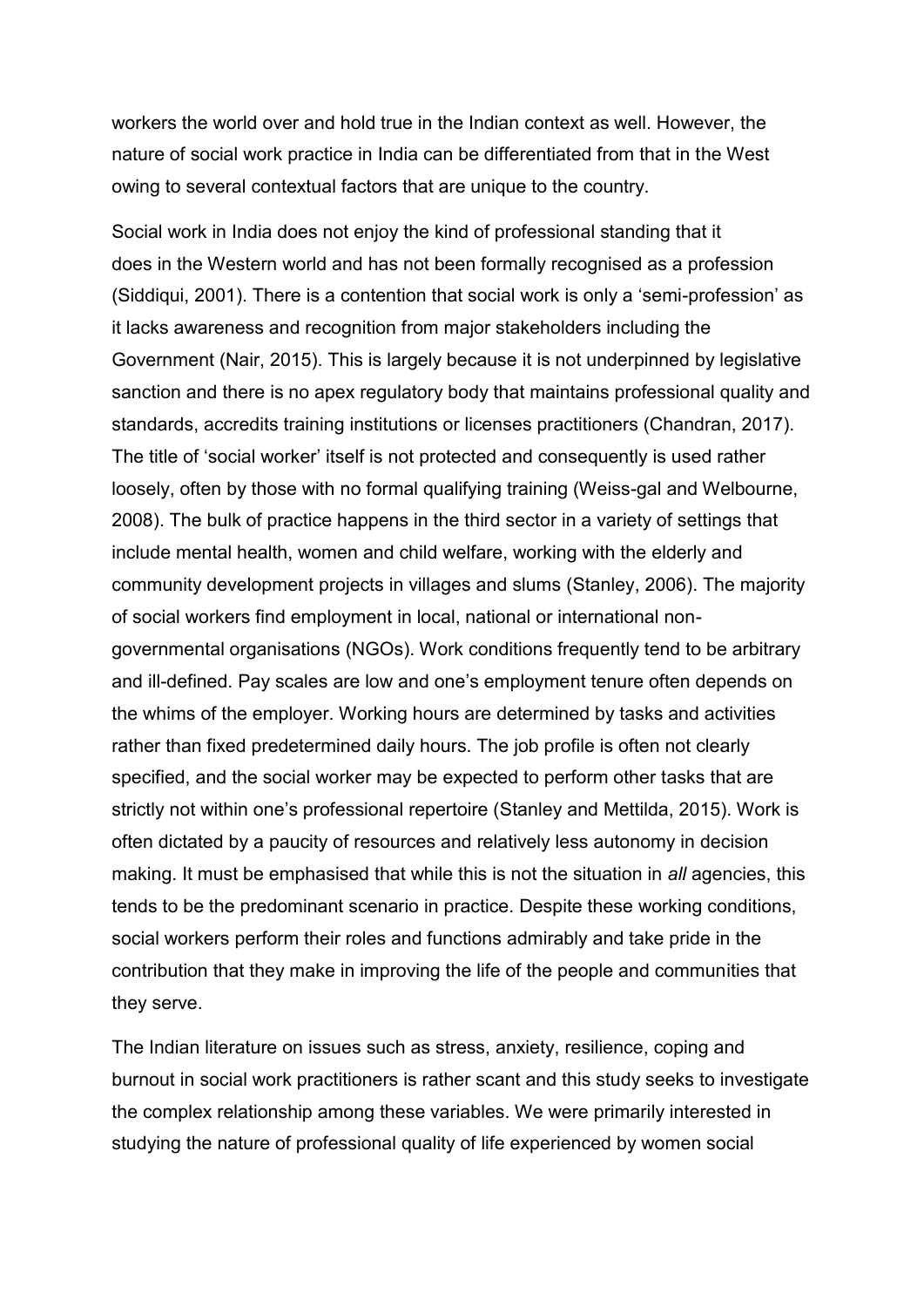workers the world over and hold true in the Indian context as well. However, the nature of social work practice in India can be differentiated from that in the West owing to several contextual factors that are unique to the country.

Social work in India does not enjoy the kind of professional standing that it does in the Western world and has not been formally recognised as a profession (Siddiqui, 2001). There is a contention that social work is only a 'semi-profession' as it lacks awareness and recognition from major stakeholders including the Government (Nair, 2015). This is largely because it is not underpinned by legislative sanction and there is no apex regulatory body that maintains professional quality and standards, accredits training institutions or licenses practitioners (Chandran, 2017). The title of 'social worker' itself is not protected and consequently is used rather loosely, often by those with no formal qualifying training (Weiss-gal and Welbourne, 2008). The bulk of practice happens in the third sector in a variety of settings that include mental health, women and child welfare, working with the elderly and community development projects in villages and slums (Stanley, 2006). The majority of social workers find employment in local, national or international non-governmental organisations (NGOs). Work conditions frequently tend to be arbitrary and ill-defined. Pay scales are low and one's employment tenure often depends on the whims of the employer. Working hours are determined by tasks and activities rather than fixed predetermined daily hours. The job profile is often not clearly specified, and the social worker may be expected to perform other tasks that are strictly not within one's professional repertoire (Stanley and Mettilda, 2015). Work is often dictated by a paucity of resources and relatively less autonomy in decision making. It must be emphasised that while this is not the situation in *all* agencies, this tends to be the predominant scenario in practice. Despite these working conditions, social workers perform their roles and functions admirably and take pride in the contribution that they make in improving the life of the people and communities that they serve.

The Indian literature on issues such as stress, anxiety, resilience, coping and burnout in social work practitioners is rather scant and this study seeks to investigate the complex relationship among these variables. We were primarily interested in studying the nature of professional quality of life experienced by women social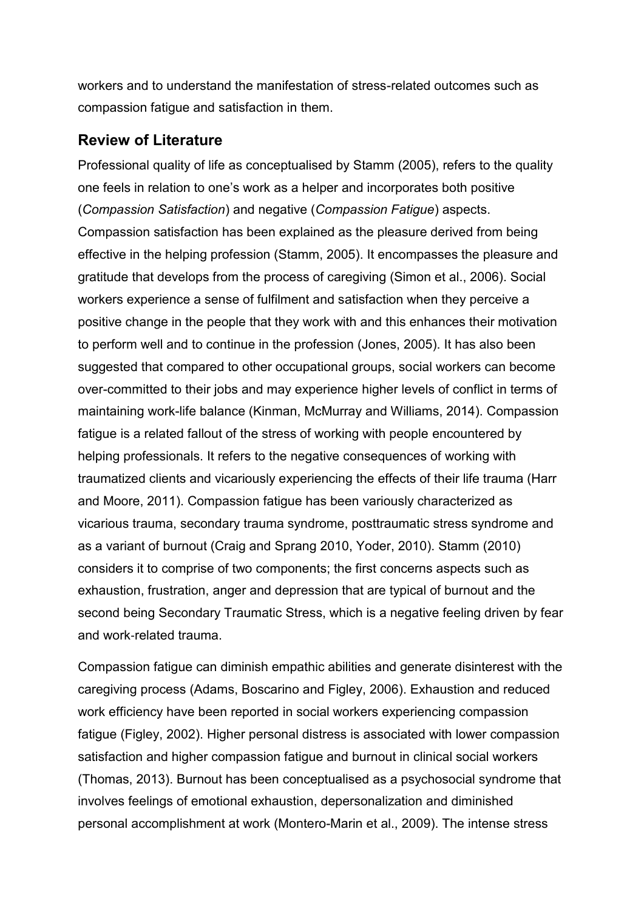workers and to understand the manifestation of stress-related outcomes such as compassion fatigue and satisfaction in them.

## Review of Literature

Professional quality of life as conceptualised by Stamm (2005), refers to the quality one feels in relation to one's work as a helper and incorporates both positive (*Compassion Satisfaction*) and negative (*Compassion Fatigue*) aspects. Compassion satisfaction has been explained as the pleasure derived from being effective in the helping profession (Stamm, 2005). It encompasses the pleasure and gratitude that develops from the process of caregiving (Simon et al., 2006). Social workers experience a sense of fulfilment and satisfaction when they perceive a positive change in the people that they work with and this enhances their motivation to perform well and to continue in the profession (Jones, 2005). It has also been suggested that compared to other occupational groups, social workers can become over-committed to their jobs and may experience higher levels of conflict in terms of maintaining work-life balance (Kinman, McMurray and Williams, 2014). Compassion fatigue is a related fallout of the stress of working with people encountered by helping professionals. It refers to the negative consequences of working with traumatized clients and vicariously experiencing the effects of their life trauma (Harr and Moore, 2011). Compassion fatigue has been variously characterized as vicarious trauma, secondary trauma syndrome, posttraumatic stress syndrome and as a variant of burnout (Craig and Sprang 2010, Yoder, 2010). Stamm (2010) considers it to comprise of two components; the first concerns aspects such as exhaustion, frustration, anger and depression that are typical of burnout and the second being Secondary Traumatic Stress, which is a negative feeling driven by fear and work-related trauma.

Compassion fatigue can diminish empathic abilities and generate disinterest with the caregiving process (Adams, Boscarino and Figley, 2006). Exhaustion and reduced work efficiency have been reported in social workers experiencing compassion fatigue (Figley, 2002). Higher personal distress is associated with lower compassion satisfaction and higher compassion fatigue and burnout in clinical social workers (Thomas, 2013). Burnout has been conceptualised as a psychosocial syndrome that involves feelings of emotional exhaustion, depersonalization and diminished personal accomplishment at work (Montero-Marin et al., 2009). The intense stress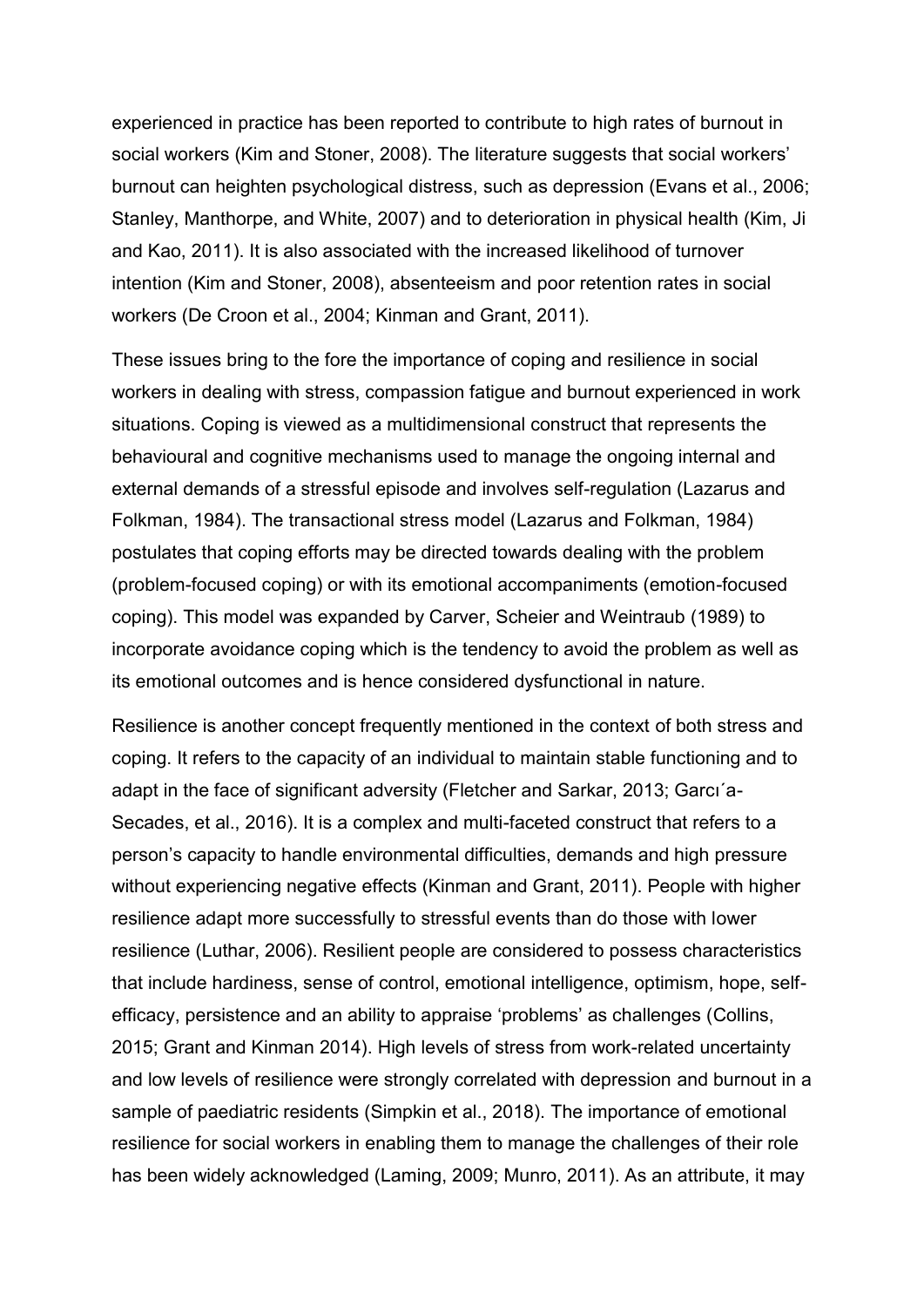experienced in practice has been reported to contribute to high rates of burnout in social workers (Kim and Stoner, 2008). The literature suggests that social workers' burnout can heighten psychological distress, such as depression (Evans et al., 2006; Stanley, Manthorpe, and White, 2007) and to deterioration in physical health (Kim, Ji and Kao, 2011). It is also associated with the increased likelihood of turnover intention (Kim and Stoner, 2008), absenteeism and poor retention rates in social workers (De Croon et al., 2004; Kinman and Grant, 2011).

These issues bring to the fore the importance of coping and resilience in social workers in dealing with stress, compassion fatigue and burnout experienced in work situations. Coping is viewed as a multidimensional construct that represents the behavioural and cognitive mechanisms used to manage the ongoing internal and external demands of a stressful episode and involves self-regulation (Lazarus and Folkman, 1984). The transactional stress model (Lazarus and Folkman, 1984) postulates that coping efforts may be directed towards dealing with the problem (problem-focused coping) or with its emotional accompaniments (emotion-focused coping). This model was expanded by Carver, Scheier and Weintraub (1989) to incorporate avoidance coping which is the tendency to avoid the problem as well as its emotional outcomes and is hence considered dysfunctional in nature.

Resilience is another concept frequently mentioned in the context of both stress and coping. It refers to the capacity of an individual to maintain stable functioning and to adapt in the face of significant adversity (Fletcher and Sarkar, 2013; Garcı´a-Secades, et al., 2016). It is a complex and multi-faceted construct that refers to a person's capacity to handle environmental difficulties, demands and high pressure without experiencing negative effects (Kinman and Grant, 2011). People with higher resilience adapt more successfully to stressful events than do those with lower resilience (Luthar, 2006). Resilient people are considered to possess characteristics that include hardiness, sense of control, emotional intelligence, optimism, hope, self-efficacy, persistence and an ability to appraise 'problems' as challenges (Collins, 2015; Grant and Kinman 2014). High levels of stress from work-related uncertainty and low levels of resilience were strongly correlated with depression and burnout in a sample of paediatric residents (Simpkin et al., 2018). The importance of emotional resilience for social workers in enabling them to manage the challenges of their role has been widely acknowledged (Laming, 2009; Munro, 2011). As an attribute, it may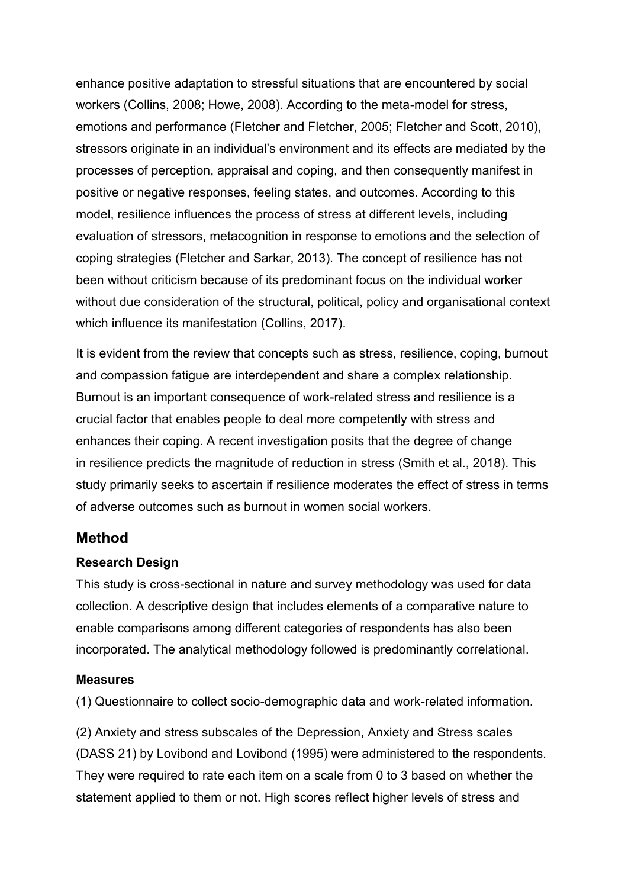enhance positive adaptation to stressful situations that are encountered by social workers (Collins, 2008; Howe, 2008). According to the meta-model for stress, emotions and performance (Fletcher and Fletcher, 2005; Fletcher and Scott, 2010), stressors originate in an individual's environment and its effects are mediated by the processes of perception, appraisal and coping, and then consequently manifest in positive or negative responses, feeling states, and outcomes. According to this model, resilience influences the process of stress at different levels, including evaluation of stressors, metacognition in response to emotions and the selection of coping strategies (Fletcher and Sarkar, 2013). The concept of resilience has not been without criticism because of its predominant focus on the individual worker without due consideration of the structural, political, policy and organisational context which influence its manifestation (Collins, 2017).

It is evident from the review that concepts such as stress, resilience, coping, burnout and compassion fatigue are interdependent and share a complex relationship. Burnout is an important consequence of work-related stress and resilience is a crucial factor that enables people to deal more competently with stress and enhances their coping. A recent investigation posits that the degree of change in resilience predicts the magnitude of reduction in stress (Smith et al., 2018). This study primarily seeks to ascertain if resilience moderates the effect of stress in terms of adverse outcomes such as burnout in women social workers.

## Method

### Research Design

This study is cross-sectional in nature and survey methodology was used for data collection. A descriptive design that includes elements of a comparative nature to enable comparisons among different categories of respondents has also been incorporated. The analytical methodology followed is predominantly correlational.

### Measures

(1) Questionnaire to collect socio-demographic data and work-related information.

(2) Anxiety and stress subscales of the Depression, Anxiety and Stress scales (DASS 21) by Lovibond and Lovibond (1995) were administered to the respondents. They were required to rate each item on a scale from 0 to 3 based on whether the statement applied to them or not. High scores reflect higher levels of stress and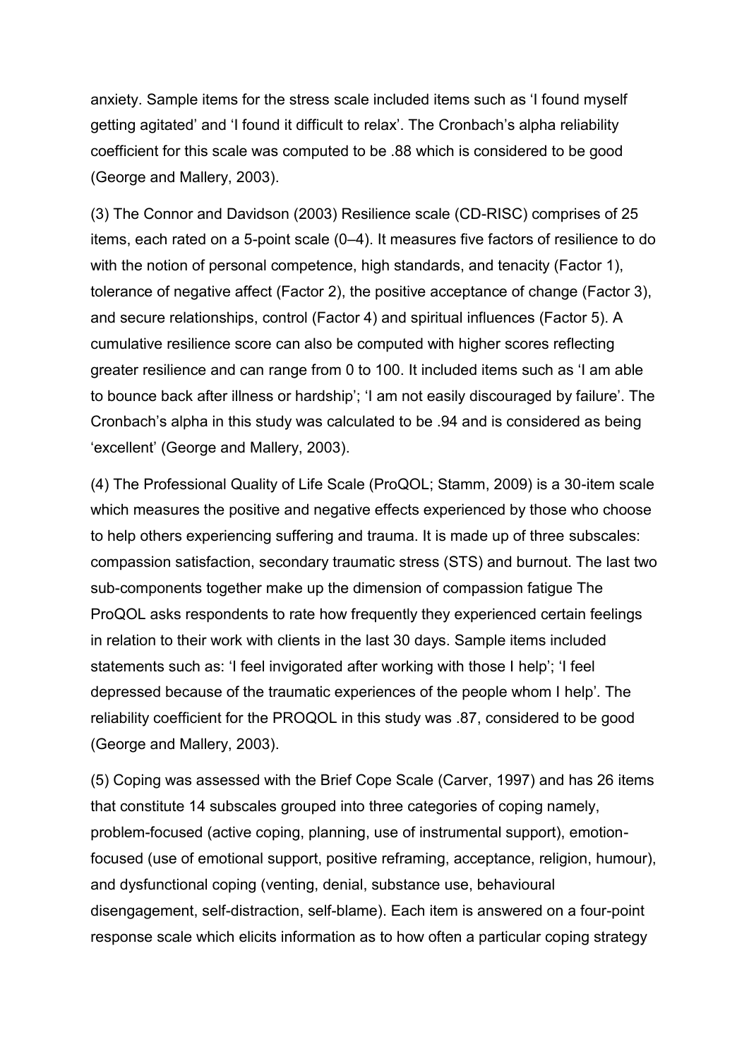anxiety. Sample items for the stress scale included items such as 'I found myself getting agitated' and 'I found it difficult to relax'. The Cronbach's alpha reliability coefficient for this scale was computed to be .88 which is considered to be good (George and Mallery, 2003).

(3) The Connor and Davidson (2003) Resilience scale (CD-RISC) comprises of 25 items, each rated on a 5-point scale (0–4). It measures five factors of resilience to do with the notion of personal competence, high standards, and tenacity (Factor 1), tolerance of negative affect (Factor 2), the positive acceptance of change (Factor 3), and secure relationships, control (Factor 4) and spiritual influences (Factor 5). A cumulative resilience score can also be computed with higher scores reflecting greater resilience and can range from 0 to 100. It included items such as 'I am able to bounce back after illness or hardship'; 'I am not easily discouraged by failure'. The Cronbach's alpha in this study was calculated to be .94 and is considered as being 'excellent' (George and Mallery, 2003).

(4) The Professional Quality of Life Scale (ProQOL; Stamm, 2009) is a 30-item scale which measures the positive and negative effects experienced by those who choose to help others experiencing suffering and trauma. It is made up of three subscales: compassion satisfaction, secondary traumatic stress (STS) and burnout. The last two sub-components together make up the dimension of compassion fatigue The ProQOL asks respondents to rate how frequently they experienced certain feelings in relation to their work with clients in the last 30 days. Sample items included statements such as: 'I feel invigorated after working with those I help'; 'I feel depressed because of the traumatic experiences of the people whom I help'. The reliability coefficient for the PROQOL in this study was .87, considered to be good (George and Mallery, 2003).

(5) Coping was assessed with the Brief Cope Scale (Carver, 1997) and has 26 items that constitute 14 subscales grouped into three categories of coping namely, problem-focused (active coping, planning, use of instrumental support), emotion-focused (use of emotional support, positive reframing, acceptance, religion, humour), and dysfunctional coping (venting, denial, substance use, behavioural disengagement, self-distraction, self-blame). Each item is answered on a four-point response scale which elicits information as to how often a particular coping strategy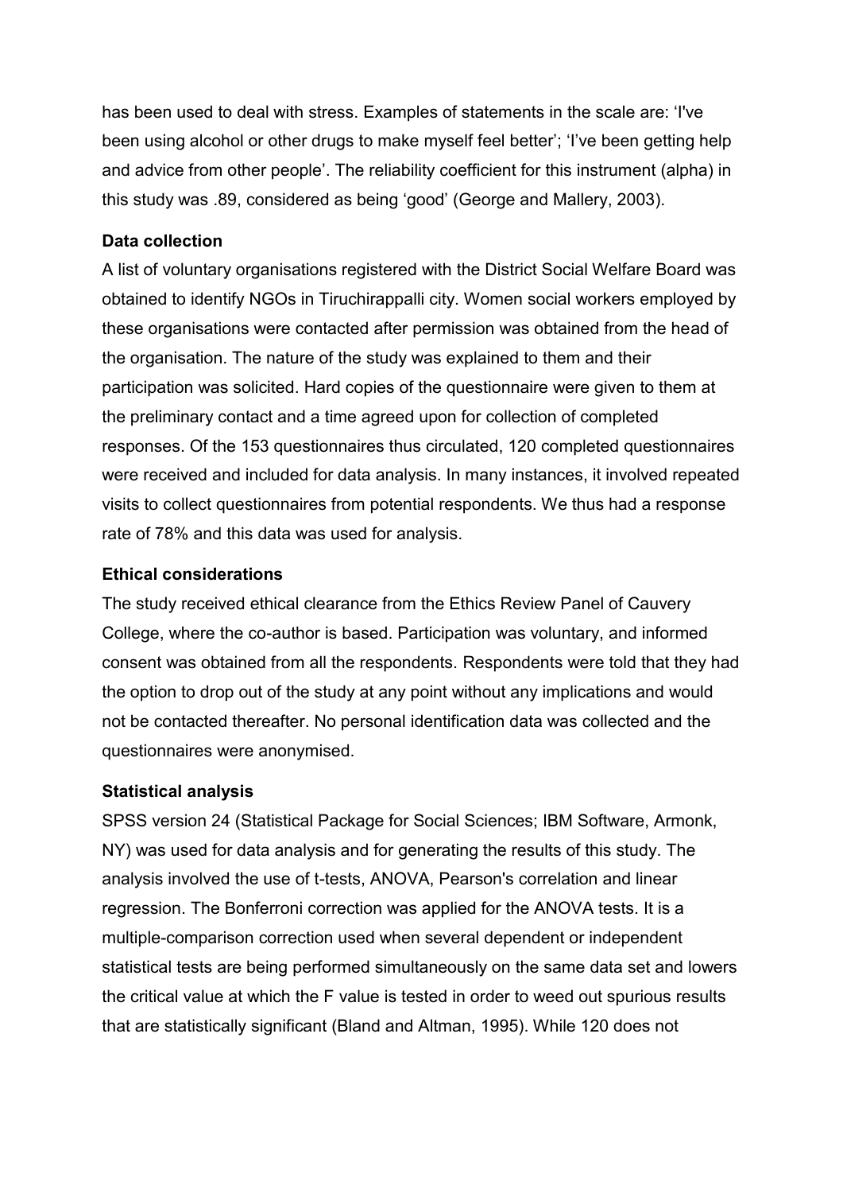has been used to deal with stress. Examples of statements in the scale are: 'I've been using alcohol or other drugs to make myself feel better'; 'I've been getting help and advice from other people'. The reliability coefficient for this instrument (alpha) in this study was .89, considered as being 'good' (George and Mallery, 2003).

**Data collection**

A list of voluntary organisations registered with the District Social Welfare Board was obtained to identify NGOs in Tiruchirappalli city. Women social workers employed by these organisations were contacted after permission was obtained from the head of the organisation. The nature of the study was explained to them and their participation was solicited. Hard copies of the questionnaire were given to them at the preliminary contact and a time agreed upon for collection of completed responses. Of the 153 questionnaires thus circulated, 120 completed questionnaires were received and included for data analysis. In many instances, it involved repeated visits to collect questionnaires from potential respondents. We thus had a response rate of 78% and this data was used for analysis.

**Ethical considerations**

The study received ethical clearance from the Ethics Review Panel of Cauvery College, where the co-author is based. Participation was voluntary, and informed consent was obtained from all the respondents. Respondents were told that they had the option to drop out of the study at any point without any implications and would not be contacted thereafter. No personal identification data was collected and the questionnaires were anonymised.

**Statistical analysis**

SPSS version 24 (Statistical Package for Social Sciences; IBM Software, Armonk, NY) was used for data analysis and for generating the results of this study. The analysis involved the use of t-tests, ANOVA, Pearson's correlation and linear regression. The Bonferroni correction was applied for the ANOVA tests. It is a multiple-comparison correction used when several dependent or independent statistical tests are being performed simultaneously on the same data set and lowers the critical value at which the F value is tested in order to weed out spurious results that are statistically significant (Bland and Altman, 1995). While 120 does not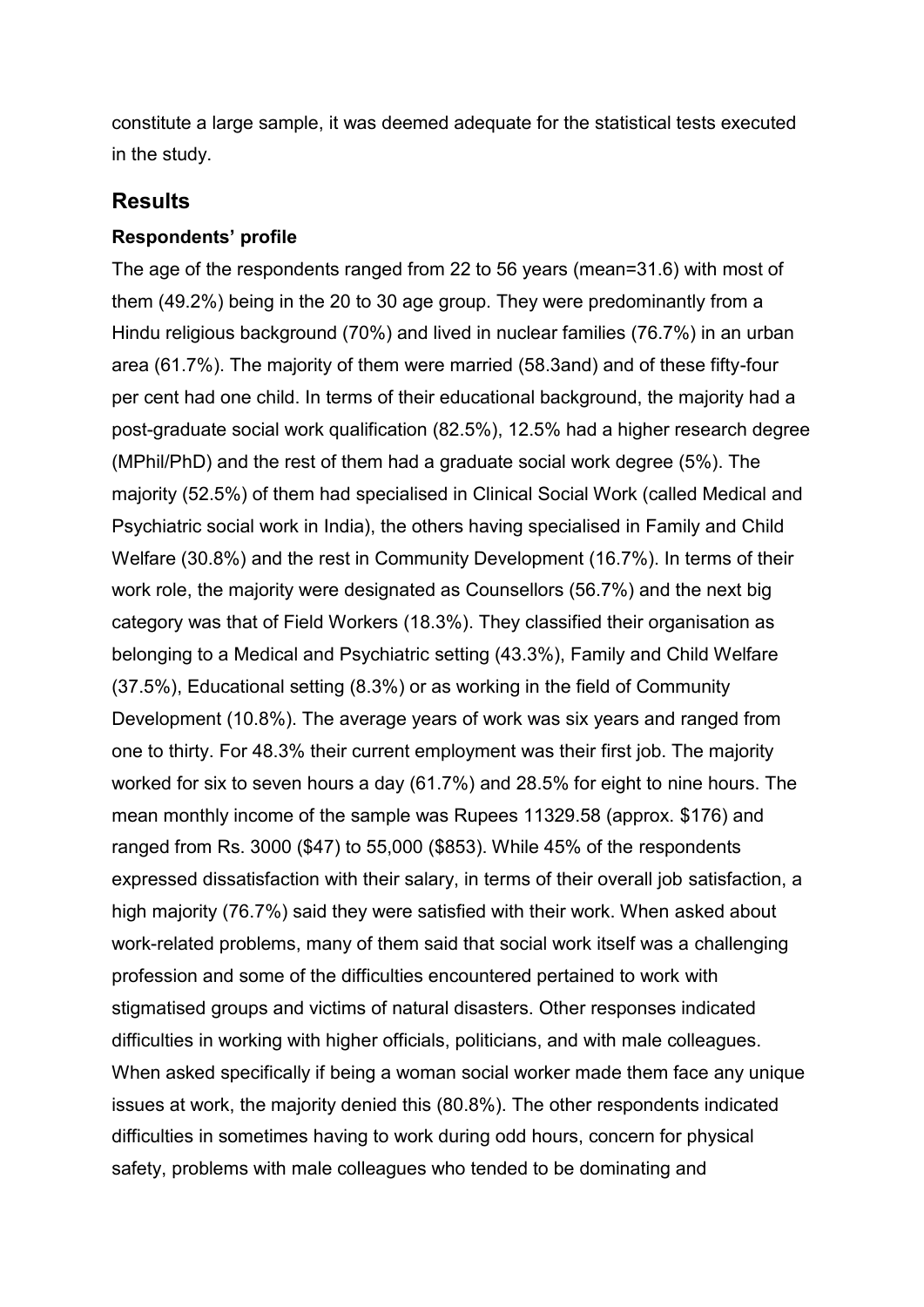constitute a large sample, it was deemed adequate for the statistical tests executed in the study.

## Results

### Respondents' profile

The age of the respondents ranged from 22 to 56 years (mean=31.6) with most of them (49.2%) being in the 20 to 30 age group. They were predominantly from a Hindu religious background (70%) and lived in nuclear families (76.7%) in an urban area (61.7%). The majority of them were married (58.3and) and of these fifty-four per cent had one child. In terms of their educational background, the majority had a post-graduate social work qualification (82.5%), 12.5% had a higher research degree (MPhil/PhD) and the rest of them had a graduate social work degree (5%). The majority (52.5%) of them had specialised in Clinical Social Work (called Medical and Psychiatric social work in India), the others having specialised in Family and Child Welfare (30.8%) and the rest in Community Development (16.7%). In terms of their work role, the majority were designated as Counsellors (56.7%) and the next big category was that of Field Workers (18.3%). They classified their organisation as belonging to a Medical and Psychiatric setting (43.3%), Family and Child Welfare (37.5%), Educational setting (8.3%) or as working in the field of Community Development (10.8%). The average years of work was six years and ranged from one to thirty. For 48.3% their current employment was their first job. The majority worked for six to seven hours a day (61.7%) and 28.5% for eight to nine hours. The mean monthly income of the sample was Rupees 11329.58 (approx. $176) and ranged from Rs. 3000 ($47) to 55,000 ($853). While 45% of the respondents expressed dissatisfaction with their salary, in terms of their overall job satisfaction, a high majority (76.7%) said they were satisfied with their work. When asked about work-related problems, many of them said that social work itself was a challenging profession and some of the difficulties encountered pertained to work with stigmatised groups and victims of natural disasters. Other responses indicated difficulties in working with higher officials, politicians, and with male colleagues. When asked specifically if being a woman social worker made them face any unique issues at work, the majority denied this (80.8%). The other respondents indicated difficulties in sometimes having to work during odd hours, concern for physical safety, problems with male colleagues who tended to be dominating and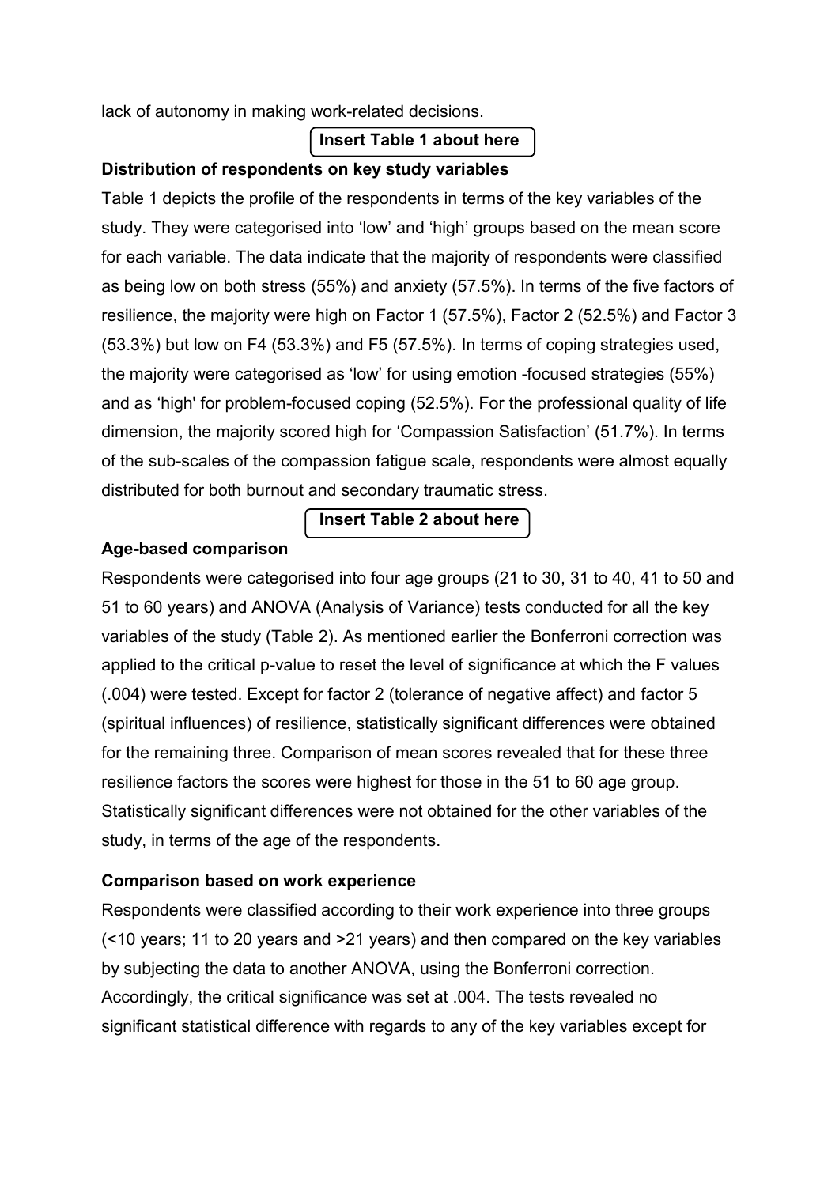lack of autonomy in making work-related decisions.

**Insert Table 1 about here**

**Distribution of respondents on key study variables**

Table 1 depicts the profile of the respondents in terms of the key variables of the study. They were categorised into 'low' and 'high' groups based on the mean score for each variable. The data indicate that the majority of respondents were classified as being low on both stress (55%) and anxiety (57.5%). In terms of the five factors of resilience, the majority were high on Factor 1 (57.5%), Factor 2 (52.5%) and Factor 3 (53.3%) but low on F4 (53.3%) and F5 (57.5%). In terms of coping strategies used, the majority were categorised as 'low' for using emotion -focused strategies (55%) and as 'high' for problem-focused coping (52.5%). For the professional quality of life dimension, the majority scored high for 'Compassion Satisfaction' (51.7%). In terms of the sub-scales of the compassion fatigue scale, respondents were almost equally distributed for both burnout and secondary traumatic stress.

**Insert Table 2 about here**

**Age-based comparison**

Respondents were categorised into four age groups (21 to 30, 31 to 40, 41 to 50 and 51 to 60 years) and ANOVA (Analysis of Variance) tests conducted for all the key variables of the study (Table 2). As mentioned earlier the Bonferroni correction was applied to the critical p-value to reset the level of significance at which the F values (.004) were tested. Except for factor 2 (tolerance of negative affect) and factor 5 (spiritual influences) of resilience, statistically significant differences were obtained for the remaining three. Comparison of mean scores revealed that for these three resilience factors the scores were highest for those in the 51 to 60 age group. Statistically significant differences were not obtained for the other variables of the study, in terms of the age of the respondents.

**Comparison based on work experience**

Respondents were classified according to their work experience into three groups (<10 years; 11 to 20 years and >21 years) and then compared on the key variables by subjecting the data to another ANOVA, using the Bonferroni correction. Accordingly, the critical significance was set at .004. The tests revealed no significant statistical difference with regards to any of the key variables except for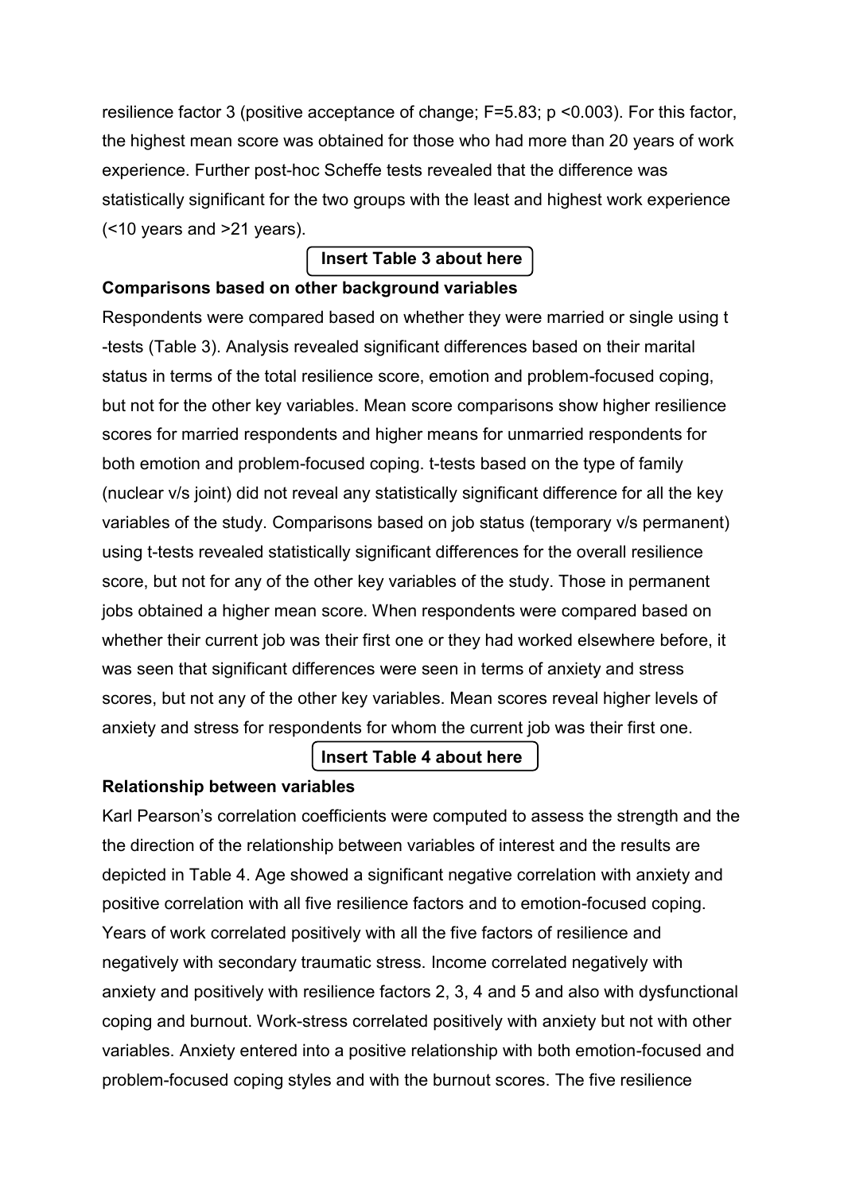resilience factor 3 (positive acceptance of change; $F=5.83$; $p < 0.003$). For this factor, the highest mean score was obtained for those who had more than 20 years of work experience. Further post-hoc Scheffe tests revealed that the difference was statistically significant for the two groups with the least and highest work experience (<10 years and >21 years).

**Insert Table 3 about here**

**Comparisons based on other background variables**

Respondents were compared based on whether they were married or single using t -tests (Table 3). Analysis revealed significant differences based on their marital status in terms of the total resilience score, emotion and problem-focused coping, but not for the other key variables. Mean score comparisons show higher resilience scores for married respondents and higher means for unmarried respondents for both emotion and problem-focused coping. t-tests based on the type of family (nuclear v/s joint) did not reveal any statistically significant difference for all the key variables of the study. Comparisons based on job status (temporary v/s permanent) using t-tests revealed statistically significant differences for the overall resilience score, but not for any of the other key variables of the study. Those in permanent jobs obtained a higher mean score. When respondents were compared based on whether their current job was their first one or they had worked elsewhere before, it was seen that significant differences were seen in terms of anxiety and stress scores, but not any of the other key variables. Mean scores reveal higher levels of anxiety and stress for respondents for whom the current job was their first one.

**Insert Table 4 about here**

**Relationship between variables**

Karl Pearson's correlation coefficients were computed to assess the strength and the the direction of the relationship between variables of interest and the results are depicted in Table 4. Age showed a significant negative correlation with anxiety and positive correlation with all five resilience factors and to emotion-focused coping. Years of work correlated positively with all the five factors of resilience and negatively with secondary traumatic stress. Income correlated negatively with anxiety and positively with resilience factors 2, 3, 4 and 5 and also with dysfunctional coping and burnout. Work-stress correlated positively with anxiety but not with other variables. Anxiety entered into a positive relationship with both emotion-focused and problem-focused coping styles and with the burnout scores. The five resilience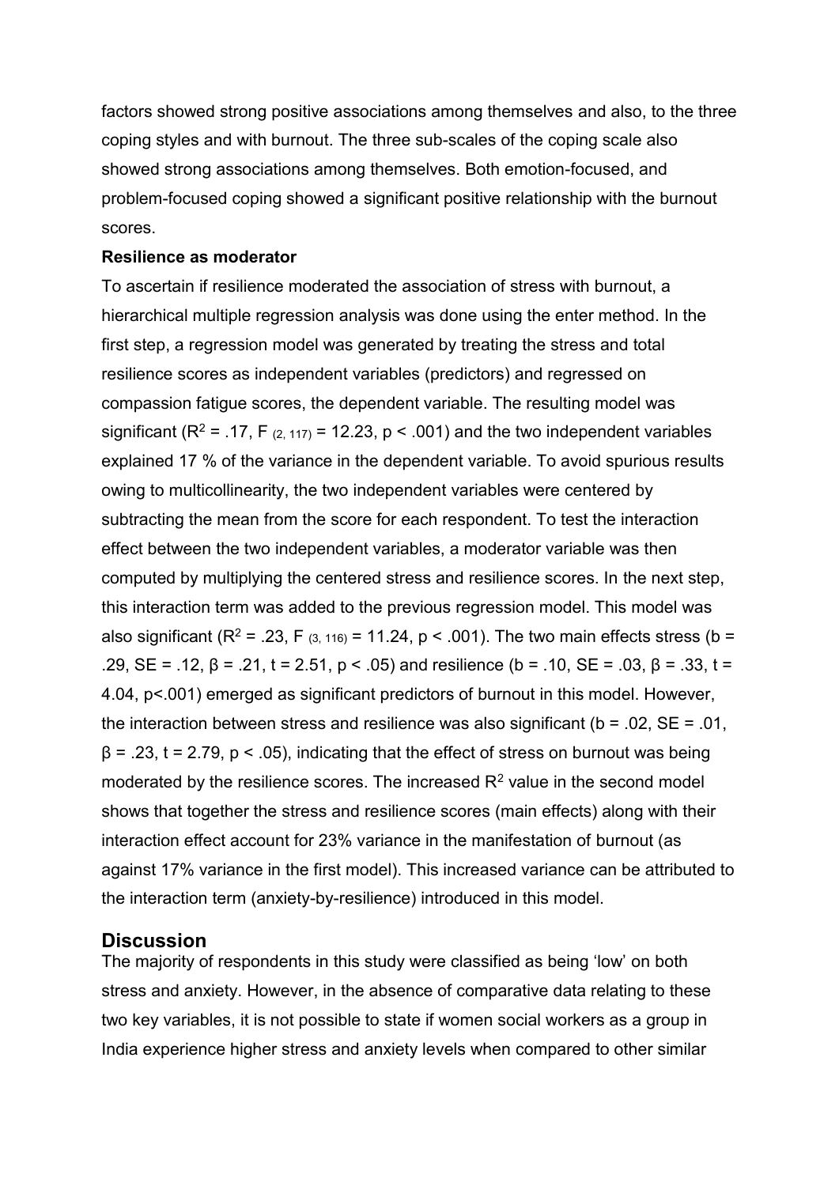factors showed strong positive associations among themselves and also, to the three coping styles and with burnout. The three sub-scales of the coping scale also showed strong associations among themselves. Both emotion-focused, and problem-focused coping showed a significant positive relationship with the burnout scores.

**Resilience as moderator**

To ascertain if resilience moderated the association of stress with burnout, a hierarchical multiple regression analysis was done using the enter method. In the first step, a regression model was generated by treating the stress and total resilience scores as independent variables (predictors) and regressed on compassion fatigue scores, the dependent variable. The resulting model was significant ($R^2$ = .17, $F_{(2, 117)}$ = 12.23, $p < .001$) and the two independent variables explained 17 % of the variance in the dependent variable. To avoid spurious results owing to multicollinearity, the two independent variables were centered by subtracting the mean from the score for each respondent. To test the interaction effect between the two independent variables, a moderator variable was then computed by multiplying the centered stress and resilience scores. In the next step, this interaction term was added to the previous regression model. This model was also significant ($R^2$ = .23, $F_{(3, 116)}$ = 11.24, $p < .001$). The two main effects stress (b = .29, SE = .12, β = .21, t = 2.51, $p < .05$) and resilience (b = .10, SE = .03, β = .33, t = 4.04, $p<.001$) emerged as significant predictors of burnout in this model. However, the interaction between stress and resilience was also significant (b = .02, SE = .01, β = .23, t = 2.79, $p < .05$), indicating that the effect of stress on burnout was being moderated by the resilience scores. The increased $R^2$ value in the second model shows that together the stress and resilience scores (main effects) along with their interaction effect account for 23% variance in the manifestation of burnout (as against 17% variance in the first model). This increased variance can be attributed to the interaction term (anxiety-by-resilience) introduced in this model.

## Discussion

The majority of respondents in this study were classified as being 'low' on both stress and anxiety. However, in the absence of comparative data relating to these two key variables, it is not possible to state if women social workers as a group in India experience higher stress and anxiety levels when compared to other similar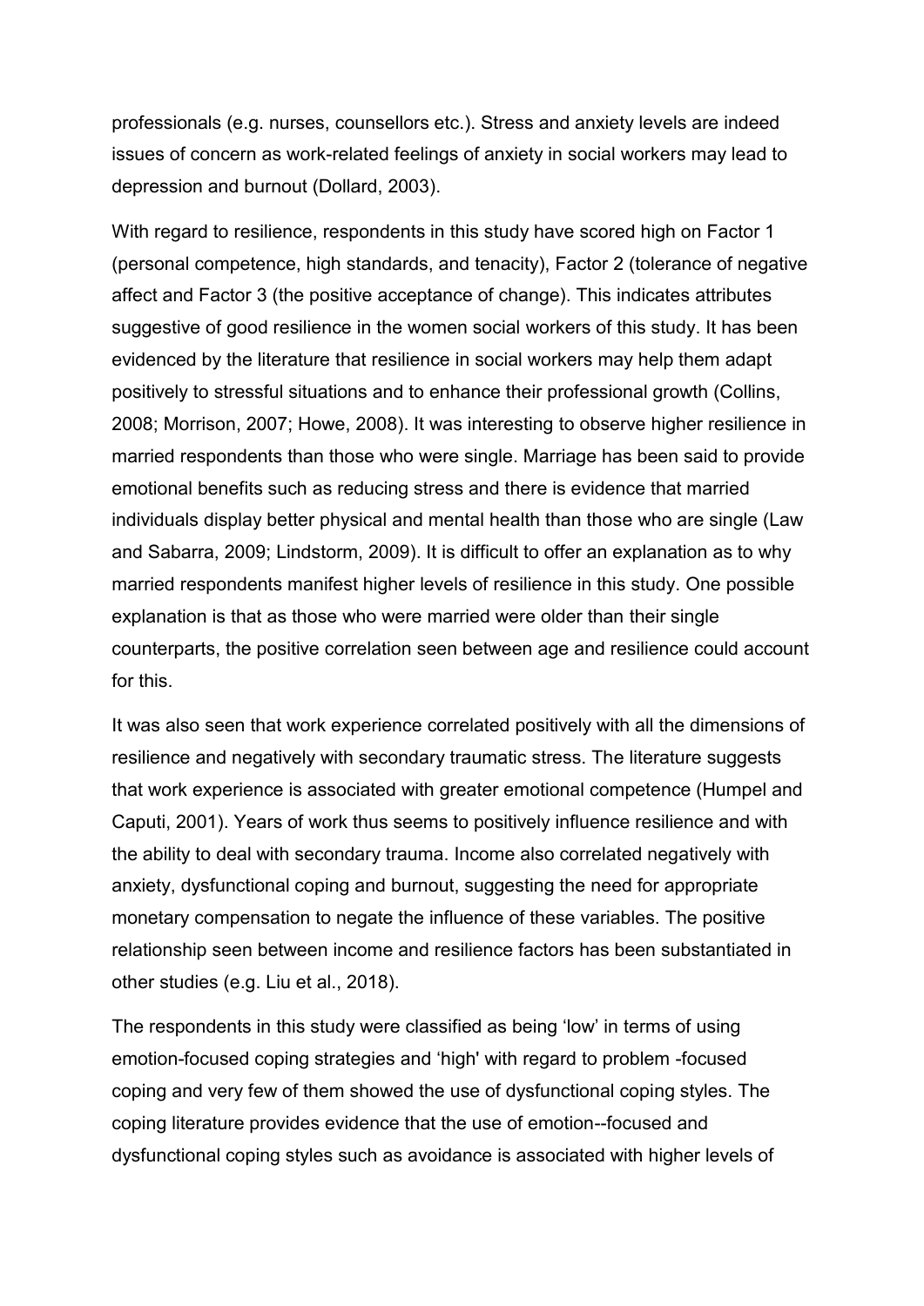professionals (e.g. nurses, counsellors etc.). Stress and anxiety levels are indeed issues of concern as work-related feelings of anxiety in social workers may lead to depression and burnout (Dollard, 2003).

With regard to resilience, respondents in this study have scored high on Factor 1 (personal competence, high standards, and tenacity), Factor 2 (tolerance of negative affect and Factor 3 (the positive acceptance of change). This indicates attributes suggestive of good resilience in the women social workers of this study. It has been evidenced by the literature that resilience in social workers may help them adapt positively to stressful situations and to enhance their professional growth (Collins, 2008; Morrison, 2007; Howe, 2008). It was interesting to observe higher resilience in married respondents than those who were single. Marriage has been said to provide emotional benefits such as reducing stress and there is evidence that married individuals display better physical and mental health than those who are single (Law and Sabarra, 2009; Lindstorm, 2009). It is difficult to offer an explanation as to why married respondents manifest higher levels of resilience in this study. One possible explanation is that as those who were married were older than their single counterparts, the positive correlation seen between age and resilience could account for this.

It was also seen that work experience correlated positively with all the dimensions of resilience and negatively with secondary traumatic stress. The literature suggests that work experience is associated with greater emotional competence (Humpel and Caputi, 2001). Years of work thus seems to positively influence resilience and with the ability to deal with secondary trauma. Income also correlated negatively with anxiety, dysfunctional coping and burnout, suggesting the need for appropriate monetary compensation to negate the influence of these variables. The positive relationship seen between income and resilience factors has been substantiated in other studies (e.g. Liu et al., 2018).

The respondents in this study were classified as being 'low' in terms of using emotion-focused coping strategies and 'high' with regard to problem -focused coping and very few of them showed the use of dysfunctional coping styles. The coping literature provides evidence that the use of emotion--focused and dysfunctional coping styles such as avoidance is associated with higher levels of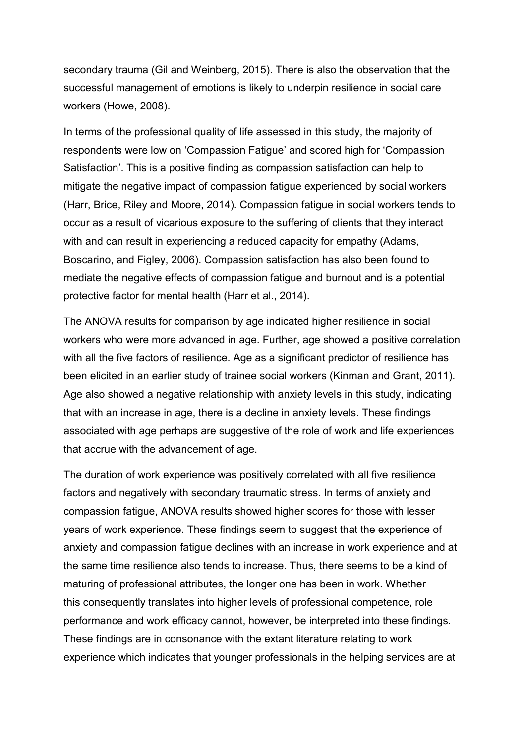secondary trauma (Gil and Weinberg, 2015). There is also the observation that the successful management of emotions is likely to underpin resilience in social care workers (Howe, 2008).

In terms of the professional quality of life assessed in this study, the majority of respondents were low on 'Compassion Fatigue' and scored high for 'Compassion Satisfaction'. This is a positive finding as compassion satisfaction can help to mitigate the negative impact of compassion fatigue experienced by social workers (Harr, Brice, Riley and Moore, 2014). Compassion fatigue in social workers tends to occur as a result of vicarious exposure to the suffering of clients that they interact with and can result in experiencing a reduced capacity for empathy (Adams, Boscarino, and Figley, 2006). Compassion satisfaction has also been found to mediate the negative effects of compassion fatigue and burnout and is a potential protective factor for mental health (Harr et al., 2014).

The ANOVA results for comparison by age indicated higher resilience in social workers who were more advanced in age. Further, age showed a positive correlation with all the five factors of resilience. Age as a significant predictor of resilience has been elicited in an earlier study of trainee social workers (Kinman and Grant, 2011). Age also showed a negative relationship with anxiety levels in this study, indicating that with an increase in age, there is a decline in anxiety levels. These findings associated with age perhaps are suggestive of the role of work and life experiences that accrue with the advancement of age.

The duration of work experience was positively correlated with all five resilience factors and negatively with secondary traumatic stress. In terms of anxiety and compassion fatigue, ANOVA results showed higher scores for those with lesser years of work experience. These findings seem to suggest that the experience of anxiety and compassion fatigue declines with an increase in work experience and at the same time resilience also tends to increase. Thus, there seems to be a kind of maturing of professional attributes, the longer one has been in work. Whether this consequently translates into higher levels of professional competence, role performance and work efficacy cannot, however, be interpreted into these findings. These findings are in consonance with the extant literature relating to work experience which indicates that younger professionals in the helping services are at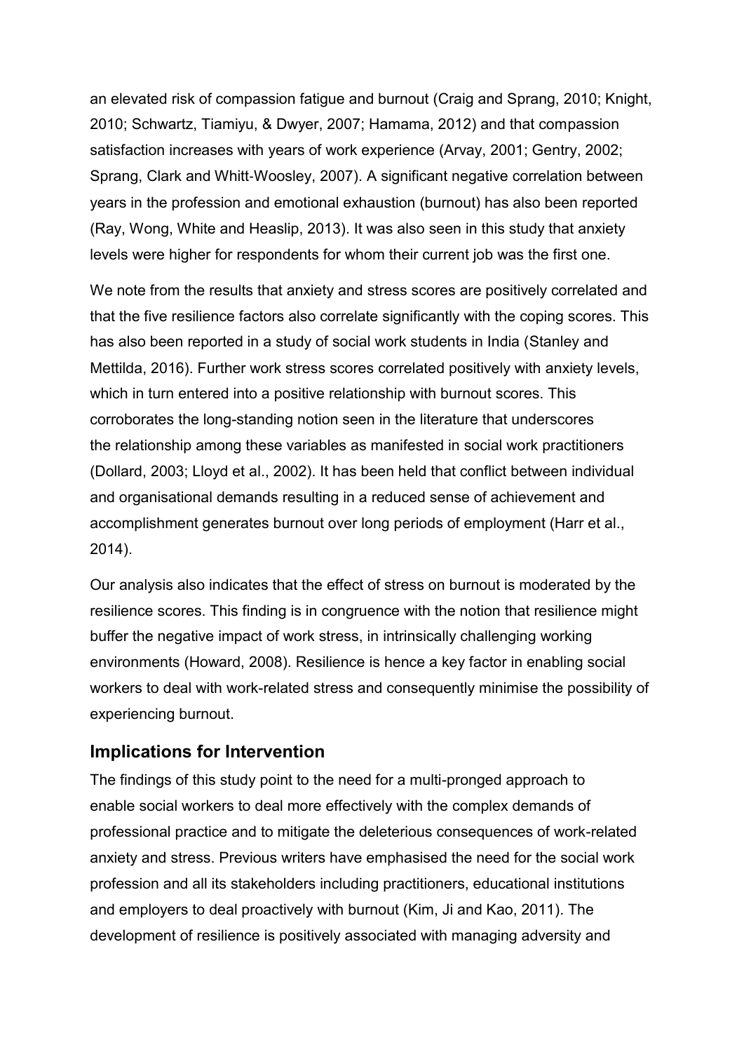an elevated risk of compassion fatigue and burnout (Craig and Sprang, 2010; Knight, 2010; Schwartz, Tiamiyu, & Dwyer, 2007; Hamama, 2012) and that compassion satisfaction increases with years of work experience (Arvay, 2001; Gentry, 2002; Sprang, Clark and Whitt-Woosley, 2007). A significant negative correlation between years in the profession and emotional exhaustion (burnout) has also been reported (Ray, Wong, White and Heaslip, 2013). It was also seen in this study that anxiety levels were higher for respondents for whom their current job was the first one.

We note from the results that anxiety and stress scores are positively correlated and that the five resilience factors also correlate significantly with the coping scores. This has also been reported in a study of social work students in India (Stanley and Mettilda, 2016). Further work stress scores correlated positively with anxiety levels, which in turn entered into a positive relationship with burnout scores. This corroborates the long-standing notion seen in the literature that underscores the relationship among these variables as manifested in social work practitioners (Dollard, 2003; Lloyd et al., 2002). It has been held that conflict between individual and organisational demands resulting in a reduced sense of achievement and accomplishment generates burnout over long periods of employment (Harr et al., 2014).

Our analysis also indicates that the effect of stress on burnout is moderated by the resilience scores. This finding is in congruence with the notion that resilience might buffer the negative impact of work stress, in intrinsically challenging working environments (Howard, 2008). Resilience is hence a key factor in enabling social workers to deal with work-related stress and consequently minimise the possibility of experiencing burnout.

## Implications for Intervention

The findings of this study point to the need for a multi-pronged approach to enable social workers to deal more effectively with the complex demands of professional practice and to mitigate the deleterious consequences of work-related anxiety and stress. Previous writers have emphasised the need for the social work profession and all its stakeholders including practitioners, educational institutions and employers to deal proactively with burnout (Kim, Ji and Kao, 2011). The development of resilience is positively associated with managing adversity and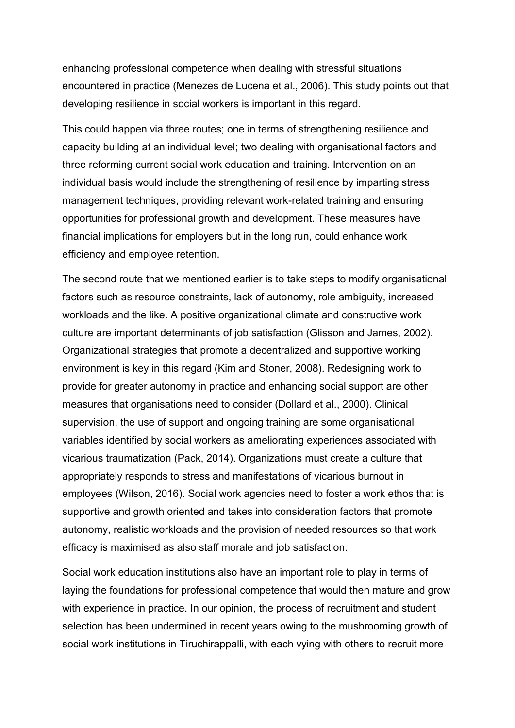enhancing professional competence when dealing with stressful situations encountered in practice (Menezes de Lucena et al., 2006). This study points out that developing resilience in social workers is important in this regard.

This could happen via three routes; one in terms of strengthening resilience and capacity building at an individual level; two dealing with organisational factors and three reforming current social work education and training. Intervention on an individual basis would include the strengthening of resilience by imparting stress management techniques, providing relevant work-related training and ensuring opportunities for professional growth and development. These measures have financial implications for employers but in the long run, could enhance work efficiency and employee retention.

The second route that we mentioned earlier is to take steps to modify organisational factors such as resource constraints, lack of autonomy, role ambiguity, increased workloads and the like. A positive organizational climate and constructive work culture are important determinants of job satisfaction (Glisson and James, 2002). Organizational strategies that promote a decentralized and supportive working environment is key in this regard (Kim and Stoner, 2008). Redesigning work to provide for greater autonomy in practice and enhancing social support are other measures that organisations need to consider (Dollard et al., 2000). Clinical supervision, the use of support and ongoing training are some organisational variables identified by social workers as ameliorating experiences associated with vicarious traumatization (Pack, 2014). Organizations must create a culture that appropriately responds to stress and manifestations of vicarious burnout in employees (Wilson, 2016). Social work agencies need to foster a work ethos that is supportive and growth oriented and takes into consideration factors that promote autonomy, realistic workloads and the provision of needed resources so that work efficacy is maximised as also staff morale and job satisfaction.

Social work education institutions also have an important role to play in terms of laying the foundations for professional competence that would then mature and grow with experience in practice. In our opinion, the process of recruitment and student selection has been undermined in recent years owing to the mushrooming growth of social work institutions in Tiruchirappalli, with each vying with others to recruit more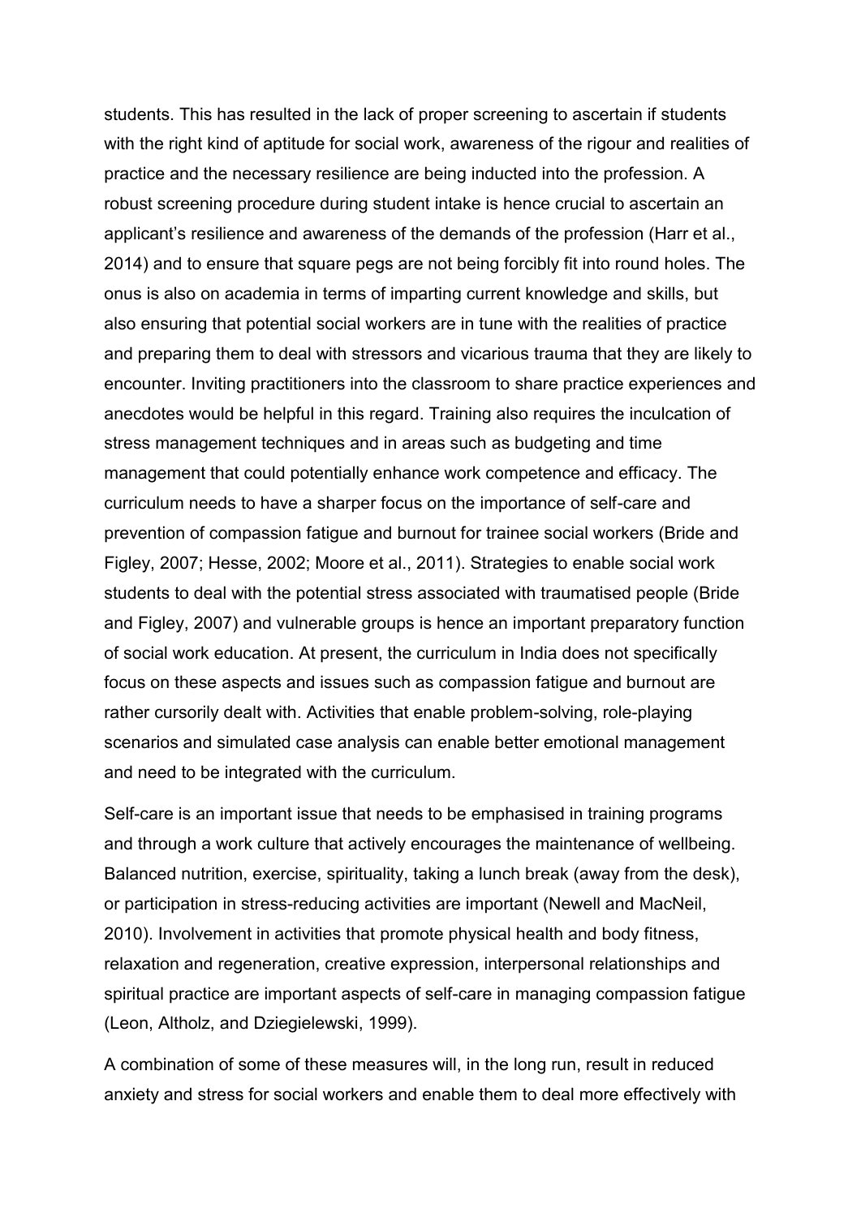students. This has resulted in the lack of proper screening to ascertain if students with the right kind of aptitude for social work, awareness of the rigour and realities of practice and the necessary resilience are being inducted into the profession. A robust screening procedure during student intake is hence crucial to ascertain an applicant's resilience and awareness of the demands of the profession (Harr et al., 2014) and to ensure that square pegs are not being forcibly fit into round holes. The onus is also on academia in terms of imparting current knowledge and skills, but also ensuring that potential social workers are in tune with the realities of practice and preparing them to deal with stressors and vicarious trauma that they are likely to encounter. Inviting practitioners into the classroom to share practice experiences and anecdotes would be helpful in this regard. Training also requires the inculcation of stress management techniques and in areas such as budgeting and time management that could potentially enhance work competence and efficacy. The curriculum needs to have a sharper focus on the importance of self-care and prevention of compassion fatigue and burnout for trainee social workers (Bride and Figley, 2007; Hesse, 2002; Moore et al., 2011). Strategies to enable social work students to deal with the potential stress associated with traumatised people (Bride and Figley, 2007) and vulnerable groups is hence an important preparatory function of social work education. At present, the curriculum in India does not specifically focus on these aspects and issues such as compassion fatigue and burnout are rather cursorily dealt with. Activities that enable problem-solving, role-playing scenarios and simulated case analysis can enable better emotional management and need to be integrated with the curriculum.

Self-care is an important issue that needs to be emphasised in training programs and through a work culture that actively encourages the maintenance of wellbeing. Balanced nutrition, exercise, spirituality, taking a lunch break (away from the desk), or participation in stress-reducing activities are important (Newell and MacNeil, 2010). Involvement in activities that promote physical health and body fitness, relaxation and regeneration, creative expression, interpersonal relationships and spiritual practice are important aspects of self-care in managing compassion fatigue (Leon, Altholz, and Dziegielewski, 1999).

A combination of some of these measures will, in the long run, result in reduced anxiety and stress for social workers and enable them to deal more effectively with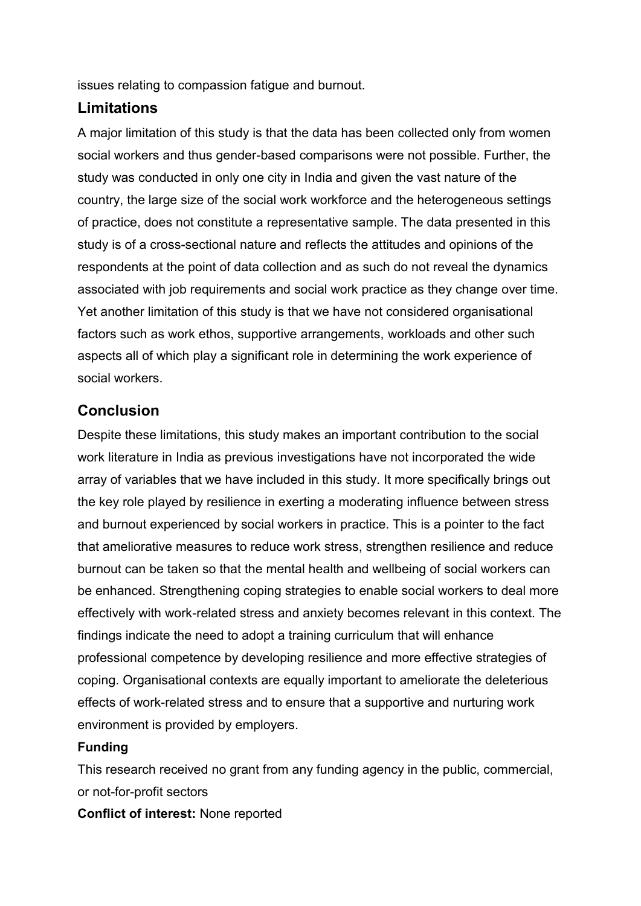issues relating to compassion fatigue and burnout.

## Limitations

A major limitation of this study is that the data has been collected only from women social workers and thus gender-based comparisons were not possible. Further, the study was conducted in only one city in India and given the vast nature of the country, the large size of the social work workforce and the heterogeneous settings of practice, does not constitute a representative sample. The data presented in this study is of a cross-sectional nature and reflects the attitudes and opinions of the respondents at the point of data collection and as such do not reveal the dynamics associated with job requirements and social work practice as they change over time. Yet another limitation of this study is that we have not considered organisational factors such as work ethos, supportive arrangements, workloads and other such aspects all of which play a significant role in determining the work experience of social workers.

## Conclusion

Despite these limitations, this study makes an important contribution to the social work literature in India as previous investigations have not incorporated the wide array of variables that we have included in this study. It more specifically brings out the key role played by resilience in exerting a moderating influence between stress and burnout experienced by social workers in practice. This is a pointer to the fact that ameliorative measures to reduce work stress, strengthen resilience and reduce burnout can be taken so that the mental health and wellbeing of social workers can be enhanced. Strengthening coping strategies to enable social workers to deal more effectively with work-related stress and anxiety becomes relevant in this context. The findings indicate the need to adopt a training curriculum that will enhance professional competence by developing resilience and more effective strategies of coping. Organisational contexts are equally important to ameliorate the deleterious effects of work-related stress and to ensure that a supportive and nurturing work environment is provided by employers.

**Funding**

This research received no grant from any funding agency in the public, commercial, or not-for-profit sectors

**Conflict of interest:** None reported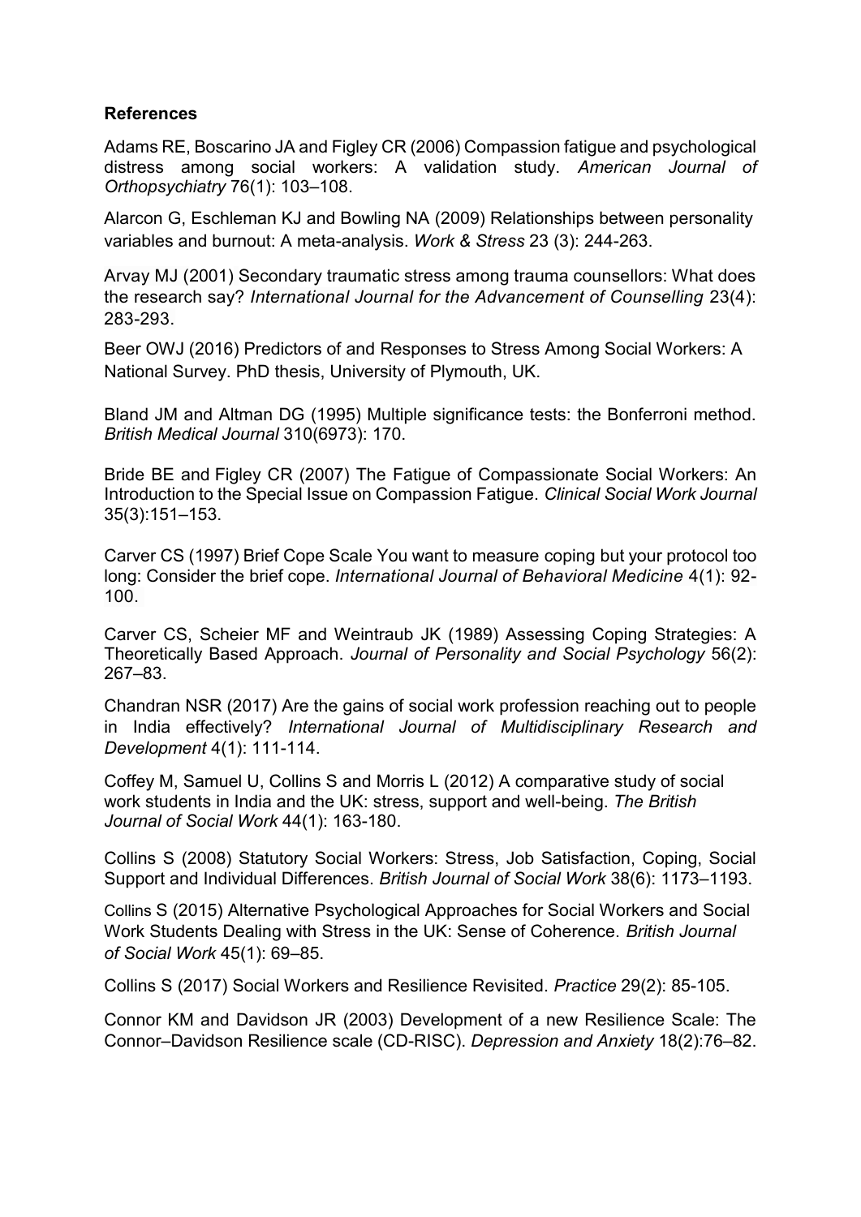**References**

Adams RE, Boscarino JA and Figley CR (2006) Compassion fatigue and psychological distress among social workers: A validation study. *American Journal of Orthopsychiatry* 76(1): 103–108.

Alarcon G, Eschleman KJ and Bowling NA (2009) Relationships between personality variables and burnout: A meta-analysis. *Work & Stress* 23 (3): 244-263.

Arvay MJ (2001) Secondary traumatic stress among trauma counsellors: What does the research say? *International Journal for the Advancement of Counselling* 23(4): 283-293.

Beer OWJ (2016) Predictors of and Responses to Stress Among Social Workers: A National Survey. PhD thesis, University of Plymouth, UK.

Bland JM and Altman DG (1995) Multiple significance tests: the Bonferroni method. *British Medical Journal* 310(6973): 170.

Bride BE and Figley CR (2007) The Fatigue of Compassionate Social Workers: An Introduction to the Special Issue on Compassion Fatigue. *Clinical Social Work Journal* 35(3):151–153.

Carver CS (1997) Brief Cope Scale You want to measure coping but your protocol too long: Consider the brief cope. *International Journal of Behavioral Medicine* 4(1): 92-100.

Carver CS, Scheier MF and Weintraub JK (1989) Assessing Coping Strategies: A Theoretically Based Approach. *Journal of Personality and Social Psychology* 56(2): 267–83.

Chandran NSR (2017) Are the gains of social work profession reaching out to people in India effectively? *International Journal of Multidisciplinary Research and Development* 4(1): 111-114.

Coffey M, Samuel U, Collins S and Morris L (2012) A comparative study of social work students in India and the UK: stress, support and well-being. *The British Journal of Social Work* 44(1): 163-180.

Collins S (2008) Statutory Social Workers: Stress, Job Satisfaction, Coping, Social Support and Individual Differences. *British Journal of Social Work* 38(6): 1173–1193.

Collins S (2015) Alternative Psychological Approaches for Social Workers and Social Work Students Dealing with Stress in the UK: Sense of Coherence. *British Journal of Social Work* 45(1): 69–85.

Collins S (2017) Social Workers and Resilience Revisited. *Practice* 29(2): 85-105.

Connor KM and Davidson JR (2003) Development of a new Resilience Scale: The Connor–Davidson Resilience scale (CD-RISC). *Depression and Anxiety* 18(2):76–82.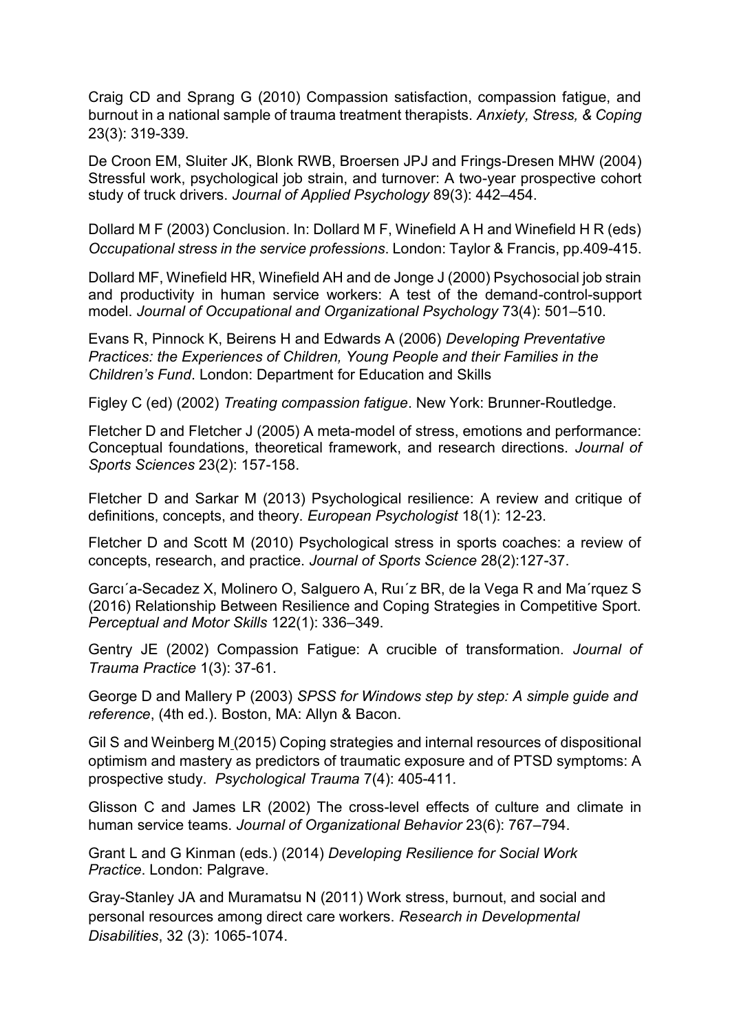Craig CD and Sprang G (2010) Compassion satisfaction, compassion fatigue, and burnout in a national sample of trauma treatment therapists. *Anxiety, Stress, & Coping* 23(3): 319-339.

De Croon EM, Sluiter JK, Blonk RWB, Broersen JPJ and Frings-Dresen MHW (2004) Stressful work, psychological job strain, and turnover: A two-year prospective cohort study of truck drivers. *Journal of Applied Psychology* 89(3): 442–454.

Dollard M F (2003) Conclusion. In: Dollard M F, Winefield A H and Winefield H R (eds) *Occupational stress in the service professions*. London: Taylor & Francis, pp.409-415.

Dollard MF, Winefield HR, Winefield AH and de Jonge J (2000) Psychosocial job strain and productivity in human service workers: A test of the demand-control-support model. *Journal of Occupational and Organizational Psychology* 73(4): 501–510.

Evans R, Pinnock K, Beirens H and Edwards A (2006) *Developing Preventative Practices: the Experiences of Children, Young People and their Families in the Children's Fund*. London: Department for Education and Skills

Figley C (ed) (2002) *Treating compassion fatigue*. New York: Brunner-Routledge.

Fletcher D and Fletcher J (2005) A meta-model of stress, emotions and performance: Conceptual foundations, theoretical framework, and research directions. *Journal of Sports Sciences* 23(2): 157-158.

Fletcher D and Sarkar M (2013) Psychological resilience: A review and critique of definitions, concepts, and theory. *European Psychologist* 18(1): 12-23.

Fletcher D and Scott M (2010) Psychological stress in sports coaches: a review of concepts, research, and practice. *Journal of Sports Science* 28(2):127-37.

Garcı´a-Secadez X, Molinero O, Salguero A, Ruı´z BR, de la Vega R and Ma´rquez S (2016) Relationship Between Resilience and Coping Strategies in Competitive Sport. *Perceptual and Motor Skills* 122(1): 336–349.

Gentry JE (2002) Compassion Fatigue: A crucible of transformation. *Journal of Trauma Practice* 1(3): 37-61.

George D and Mallery P (2003) *SPSS for Windows step by step: A simple guide and reference*, (4th ed.). Boston, MA: Allyn & Bacon.

Gil S and Weinberg M (2015) Coping strategies and internal resources of dispositional optimism and mastery as predictors of traumatic exposure and of PTSD symptoms: A prospective study. *Psychological Trauma* 7(4): 405-411.

Glisson C and James LR (2002) The cross-level effects of culture and climate in human service teams. *Journal of Organizational Behavior* 23(6): 767–794.

Grant L and G Kinman (eds.) (2014) *Developing Resilience for Social Work Practice*. London: Palgrave.

Gray-Stanley JA and Muramatsu N (2011) Work stress, burnout, and social and personal resources among direct care workers. *Research in Developmental Disabilities*, 32 (3): 1065-1074.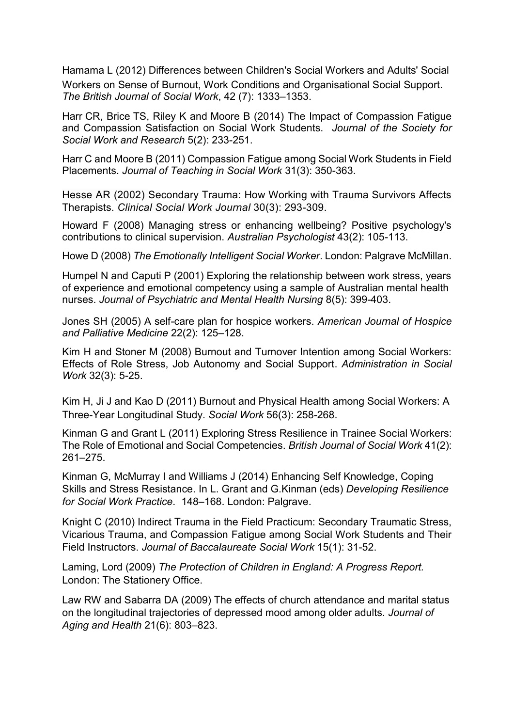Hamama L (2012) Differences between Children's Social Workers and Adults' Social Workers on Sense of Burnout, Work Conditions and Organisational Social Support. *The British Journal of Social Work*, 42 (7): 1333–1353.

Harr CR, Brice TS, Riley K and Moore B (2014) The Impact of Compassion Fatigue and Compassion Satisfaction on Social Work Students. *Journal of the Society for Social Work and Research* 5(2): 233-251.

Harr C and Moore B (2011) Compassion Fatigue among Social Work Students in Field Placements. *Journal of Teaching in Social Work* 31(3): 350-363.

Hesse AR (2002) Secondary Trauma: How Working with Trauma Survivors Affects Therapists. *Clinical Social Work Journal* 30(3): 293-309.

Howard F (2008) Managing stress or enhancing wellbeing? Positive psychology's contributions to clinical supervision. *Australian Psychologist* 43(2): 105-113.

Howe D (2008) *The Emotionally Intelligent Social Worker*. London: Palgrave McMillan.

Humpel N and Caputi P (2001) Exploring the relationship between work stress, years of experience and emotional competency using a sample of Australian mental health nurses. *Journal of Psychiatric and Mental Health Nursing* 8(5): 399-403.

Jones SH (2005) A self-care plan for hospice workers. *American Journal of Hospice and Palliative Medicine* 22(2): 125–128.

Kim H and Stoner M (2008) Burnout and Turnover Intention among Social Workers: Effects of Role Stress, Job Autonomy and Social Support. *Administration in Social Work* 32(3): 5-25.

Kim H, Ji J and Kao D (2011) Burnout and Physical Health among Social Workers: A Three-Year Longitudinal Study. *Social Work* 56(3): 258-268.

Kinman G and Grant L (2011) Exploring Stress Resilience in Trainee Social Workers: The Role of Emotional and Social Competencies. *British Journal of Social Work* 41(2): 261–275.

Kinman G, McMurray I and Williams J (2014) Enhancing Self Knowledge, Coping Skills and Stress Resistance. In L. Grant and G.Kinman (eds) *Developing Resilience for Social Work Practice*. 148–168. London: Palgrave.

Knight C (2010) Indirect Trauma in the Field Practicum: Secondary Traumatic Stress, Vicarious Trauma, and Compassion Fatigue among Social Work Students and Their Field Instructors. *Journal of Baccalaureate Social Work* 15(1): 31-52.

Laming, Lord (2009) *The Protection of Children in England: A Progress Report.* London: The Stationery Office.

Law RW and Sabarra DA (2009) The effects of church attendance and marital status on the longitudinal trajectories of depressed mood among older adults. *Journal of Aging and Health* 21(6): 803–823.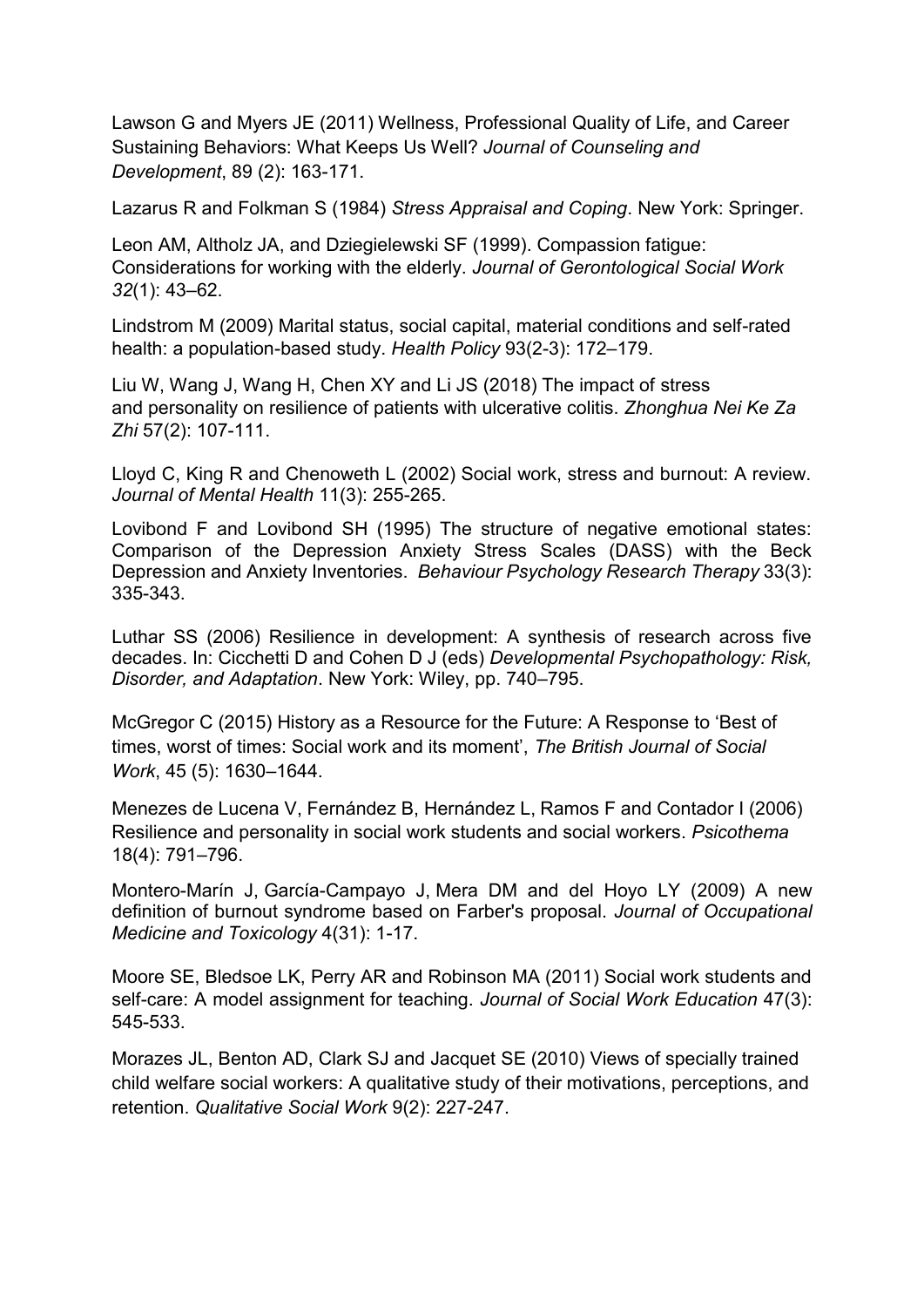Lawson G and Myers JE (2011) Wellness, Professional Quality of Life, and Career Sustaining Behaviors: What Keeps Us Well? *Journal of Counseling and Development*, 89 (2): 163-171.

Lazarus R and Folkman S (1984) *Stress Appraisal and Coping*. New York: Springer.

Leon AM, Altholz JA, and Dziegielewski SF (1999). Compassion fatigue: Considerations for working with the elderly. *Journal of Gerontological Social Work 32*(1): 43–62.

Lindstrom M (2009) Marital status, social capital, material conditions and self-rated health: a population-based study. *Health Policy* 93(2-3): 172–179.

Liu W, Wang J, Wang H, Chen XY and Li JS (2018) The impact of stress and personality on resilience of patients with ulcerative colitis. *Zhonghua Nei Ke Za Zhi* 57(2): 107-111.

Lloyd C, King R and Chenoweth L (2002) Social work, stress and burnout: A review. *Journal of Mental Health* 11(3): 255-265.

Lovibond F and Lovibond SH (1995) The structure of negative emotional states: Comparison of the Depression Anxiety Stress Scales (DASS) with the Beck Depression and Anxiety Inventories. *Behaviour Psychology Research Therapy* 33(3): 335-343.

Luthar SS (2006) Resilience in development: A synthesis of research across five decades. In: Cicchetti D and Cohen D J (eds) *Developmental Psychopathology: Risk, Disorder, and Adaptation*. New York: Wiley, pp. 740–795.

McGregor C (2015) History as a Resource for the Future: A Response to 'Best of times, worst of times: Social work and its moment', *The British Journal of Social Work*, 45 (5): 1630–1644.

Menezes de Lucena V, Fernández B, Hernández L, Ramos F and Contador I (2006) Resilience and personality in social work students and social workers. *Psicothema* 18(4): 791–796.

Montero-Marín J, García-Campayo J, Mera DM and del Hoyo LY (2009) A new definition of burnout syndrome based on Farber's proposal. *Journal of Occupational Medicine and Toxicology* 4(31): 1-17.

Moore SE, Bledsoe LK, Perry AR and Robinson MA (2011) Social work students and self-care: A model assignment for teaching. *Journal of Social Work Education* 47(3): 545-533.

Morazes JL, Benton AD, Clark SJ and Jacquet SE (2010) Views of specially trained child welfare social workers: A qualitative study of their motivations, perceptions, and retention. *Qualitative Social Work* 9(2): 227-247.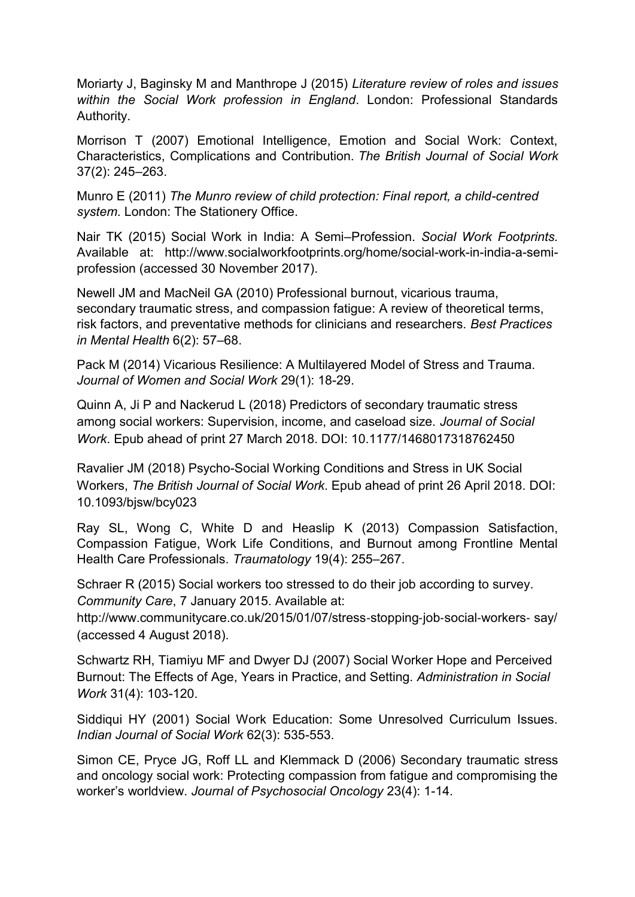Moriarty J, Baginsky M and Manthrope J (2015) *Literature review of roles and issues within the Social Work profession in England*. London: Professional Standards Authority.

Morrison T (2007) Emotional Intelligence, Emotion and Social Work: Context, Characteristics, Complications and Contribution. *The British Journal of Social Work* 37(2): 245–263.

Munro E (2011) *The Munro review of child protection: Final report, a child-centred system*. London: The Stationery Office.

Nair TK (2015) Social Work in India: A Semi–Profession. *Social Work Footprints.* Available at: http://www.socialworkfootprints.org/home/social-work-in-india-a-semi-profession (accessed 30 November 2017).

Newell JM and MacNeil GA (2010) Professional burnout, vicarious trauma, secondary traumatic stress, and compassion fatigue: A review of theoretical terms, risk factors, and preventative methods for clinicians and researchers. *Best Practices in Mental Health* 6(2): 57–68.

Pack M (2014) Vicarious Resilience: A Multilayered Model of Stress and Trauma. *Journal of Women and Social Work* 29(1): 18-29.

Quinn A, Ji P and Nackerud L (2018) Predictors of secondary traumatic stress among social workers: Supervision, income, and caseload size. *Journal of Social Work*. Epub ahead of print 27 March 2018. DOI: 10.1177/1468017318762450

Ravalier JM (2018) Psycho-Social Working Conditions and Stress in UK Social Workers, *The British Journal of Social Work*. Epub ahead of print 26 April 2018. DOI: 10.1093/bjsw/bcy023

Ray SL, Wong C, White D and Heaslip K (2013) Compassion Satisfaction, Compassion Fatigue, Work Life Conditions, and Burnout among Frontline Mental Health Care Professionals. *Traumatology* 19(4): 255–267.

Schraer R (2015) Social workers too stressed to do their job according to survey. *Community Care*, 7 January 2015. Available at: http://www.communitycare.co.uk/2015/01/07/stress-stopping-job-social-workers- say/ (accessed 4 August 2018).

Schwartz RH, Tiamiyu MF and Dwyer DJ (2007) Social Worker Hope and Perceived Burnout: The Effects of Age, Years in Practice, and Setting. *Administration in Social Work* 31(4): 103-120.

Siddiqui HY (2001) Social Work Education: Some Unresolved Curriculum Issues. *Indian Journal of Social Work* 62(3): 535-553.

Simon CE, Pryce JG, Roff LL and Klemmack D (2006) Secondary traumatic stress and oncology social work: Protecting compassion from fatigue and compromising the worker's worldview. *Journal of Psychosocial Oncology* 23(4): 1-14.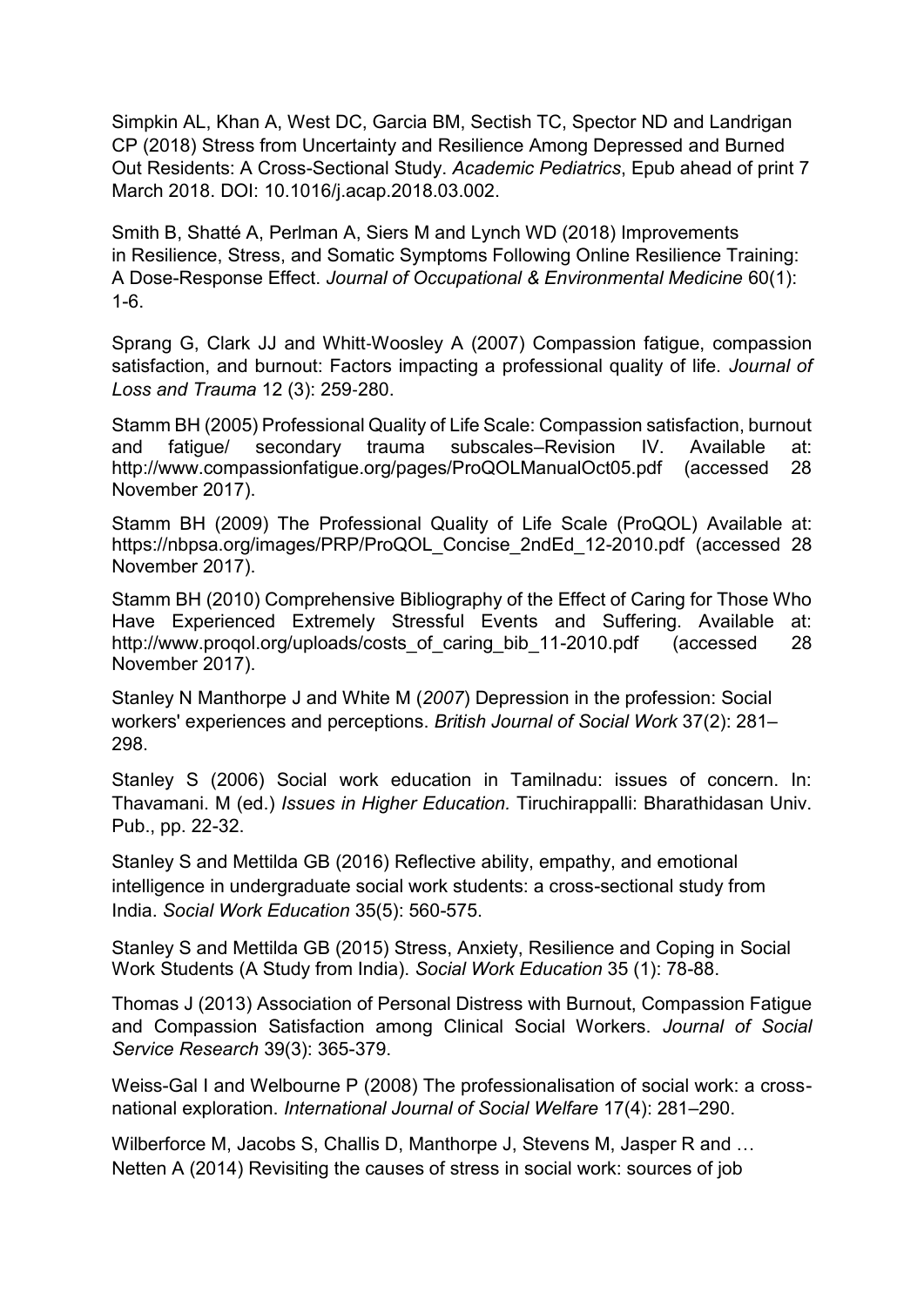Simpkin AL, Khan A, West DC, Garcia BM, Sectish TC, Spector ND and Landrigan CP (2018) Stress from Uncertainty and Resilience Among Depressed and Burned Out Residents: A Cross-Sectional Study. *Academic Pediatrics*, Epub ahead of print 7 March 2018. DOI: 10.1016/j.acap.2018.03.002.

Smith B, Shatté A, Perlman A, Siers M and Lynch WD (2018) Improvements in Resilience, Stress, and Somatic Symptoms Following Online Resilience Training: A Dose-Response Effect. *Journal of Occupational & Environmental Medicine* 60(1): 1-6.

Sprang G, Clark JJ and Whitt-Woosley A (2007) Compassion fatigue, compassion satisfaction, and burnout: Factors impacting a professional quality of life. *Journal of Loss and Trauma* 12 (3): 259-280.

Stamm BH (2005) Professional Quality of Life Scale: Compassion satisfaction, burnout and fatigue/ secondary trauma subscales–Revision IV. Available at: http://www.compassionfatigue.org/pages/ProQOLManualOct05.pdf (accessed 28 November 2017).

Stamm BH (2009) The Professional Quality of Life Scale (ProQOL) Available at: https://nbpsa.org/images/PRP/ProQOL_Concise_2ndEd_12-2010.pdf (accessed 28 November 2017).

Stamm BH (2010) Comprehensive Bibliography of the Effect of Caring for Those Who Have Experienced Extremely Stressful Events and Suffering. Available at: http://www.proqol.org/uploads/costs_of_caring_bib_11-2010.pdf (accessed 28 November 2017).

Stanley N Manthorpe J and White M (*2007*) Depression in the profession: Social workers' experiences and perceptions. *British Journal of Social Work* 37(2): 281–298.

Stanley S (2006) Social work education in Tamilnadu: issues of concern. In: Thavamani. M (ed.) *Issues in Higher Education.* Tiruchirappalli: Bharathidasan Univ. Pub., pp. 22-32.

Stanley S and Mettilda GB (2016) Reflective ability, empathy, and emotional intelligence in undergraduate social work students: a cross-sectional study from India. *Social Work Education* 35(5): 560-575.

Stanley S and Mettilda GB (2015) Stress, Anxiety, Resilience and Coping in Social Work Students (A Study from India). *Social Work Education* 35 (1): 78-88.

Thomas J (2013) Association of Personal Distress with Burnout, Compassion Fatigue and Compassion Satisfaction among Clinical Social Workers. *Journal of Social Service Research* 39(3): 365-379.

Weiss-Gal I and Welbourne P (2008) The professionalisation of social work: a cross-national exploration. *International Journal of Social Welfare* 17(4): 281–290.

Wilberforce M, Jacobs S, Challis D, Manthorpe J, Stevens M, Jasper R and … Netten A (2014) Revisiting the causes of stress in social work: sources of job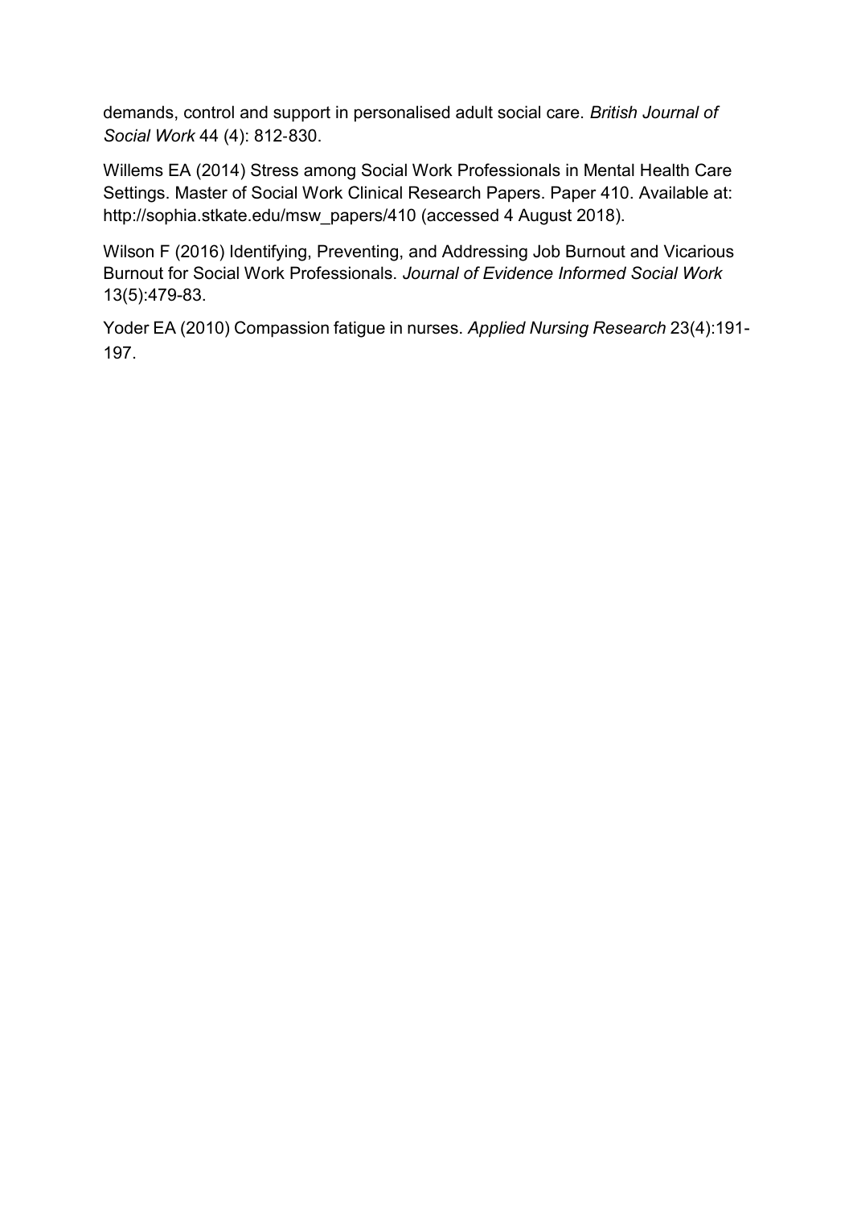demands, control and support in personalised adult social care. *British Journal of Social Work* 44 (4): 812-830.

Willems EA (2014) Stress among Social Work Professionals in Mental Health Care Settings. Master of Social Work Clinical Research Papers. Paper 410. Available at: http://sophia.stkate.edu/msw_papers/410 (accessed 4 August 2018).

Wilson F (2016) Identifying, Preventing, and Addressing Job Burnout and Vicarious Burnout for Social Work Professionals. *Journal of Evidence Informed Social Work* 13(5):479-83.

Yoder EA (2010) Compassion fatigue in nurses. *Applied Nursing Research* 23(4):191-197.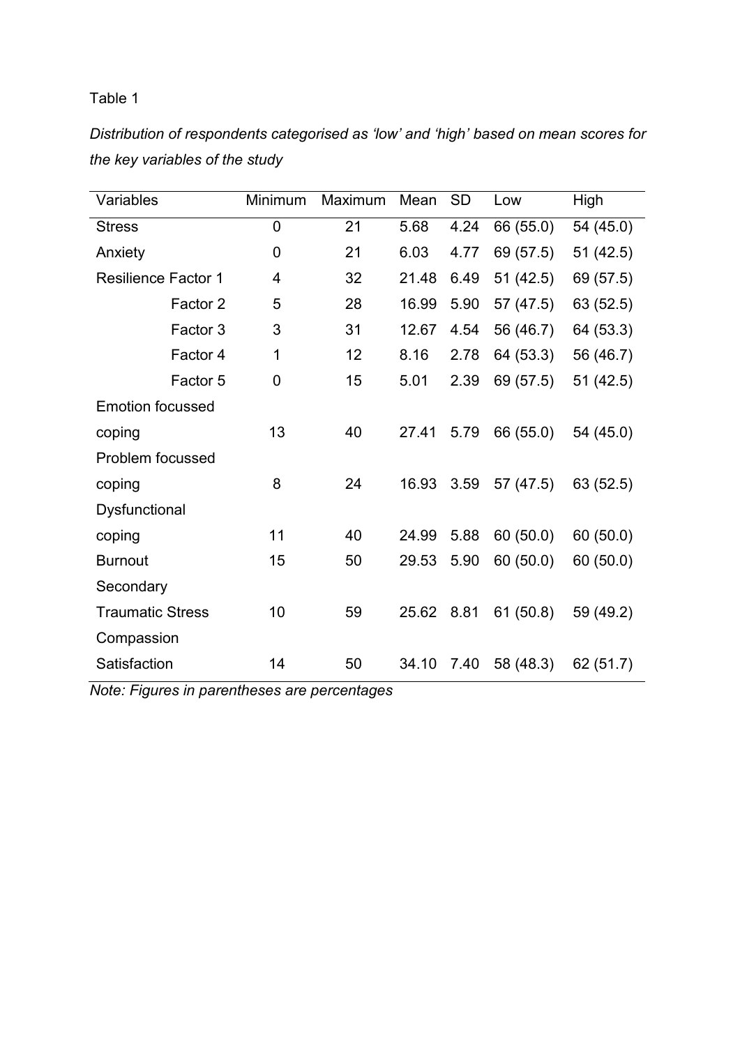Table 1

*Distribution of respondents categorised as 'low' and 'high' based on mean scores for the key variables of the study*

| Variables | Minimum | Maximum | Mean | SD | Low | High |
|---|---|---|---|---|---|---|
| Stress | 0 | 21 | 5.68 | 4.24 | 66 (55.0) | 54 (45.0) |
| Anxiety | 0 | 21 | 6.03 | 4.77 | 69 (57.5) | 51 (42.5) |
| Resilience Factor 1 | 4 | 32 | 21.48 | 6.49 | 51 (42.5) | 69 (57.5) |
| Factor 2 | 5 | 28 | 16.99 | 5.90 | 57 (47.5) | 63 (52.5) |
| Factor 3 | 3 | 31 | 12.67 | 4.54 | 56 (46.7) | 64 (53.3) |
| Factor 4 | 1 | 12 | 8.16 | 2.78 | 64 (53.3) | 56 (46.7) |
| Factor 5 | 0 | 15 | 5.01 | 2.39 | 69 (57.5) | 51 (42.5) |
| Emotion focussed coping | 13 | 40 | 27.41 | 5.79 | 66 (55.0) | 54 (45.0) |
| Problem focussed coping | 8 | 24 | 16.93 | 3.59 | 57 (47.5) | 63 (52.5) |
| Dysfunctional coping | 11 | 40 | 24.99 | 5.88 | 60 (50.0) | 60 (50.0) |
| Burnout | 15 | 50 | 29.53 | 5.90 | 60 (50.0) | 60 (50.0) |
| Secondary Traumatic Stress | 10 | 59 | 25.62 | 8.81 | 61 (50.8) | 59 (49.2) |
| Compassion Satisfaction | 14 | 50 | 34.10 | 7.40 | 58 (48.3) | 62 (51.7) |

*Note: Figures in parentheses are percentages*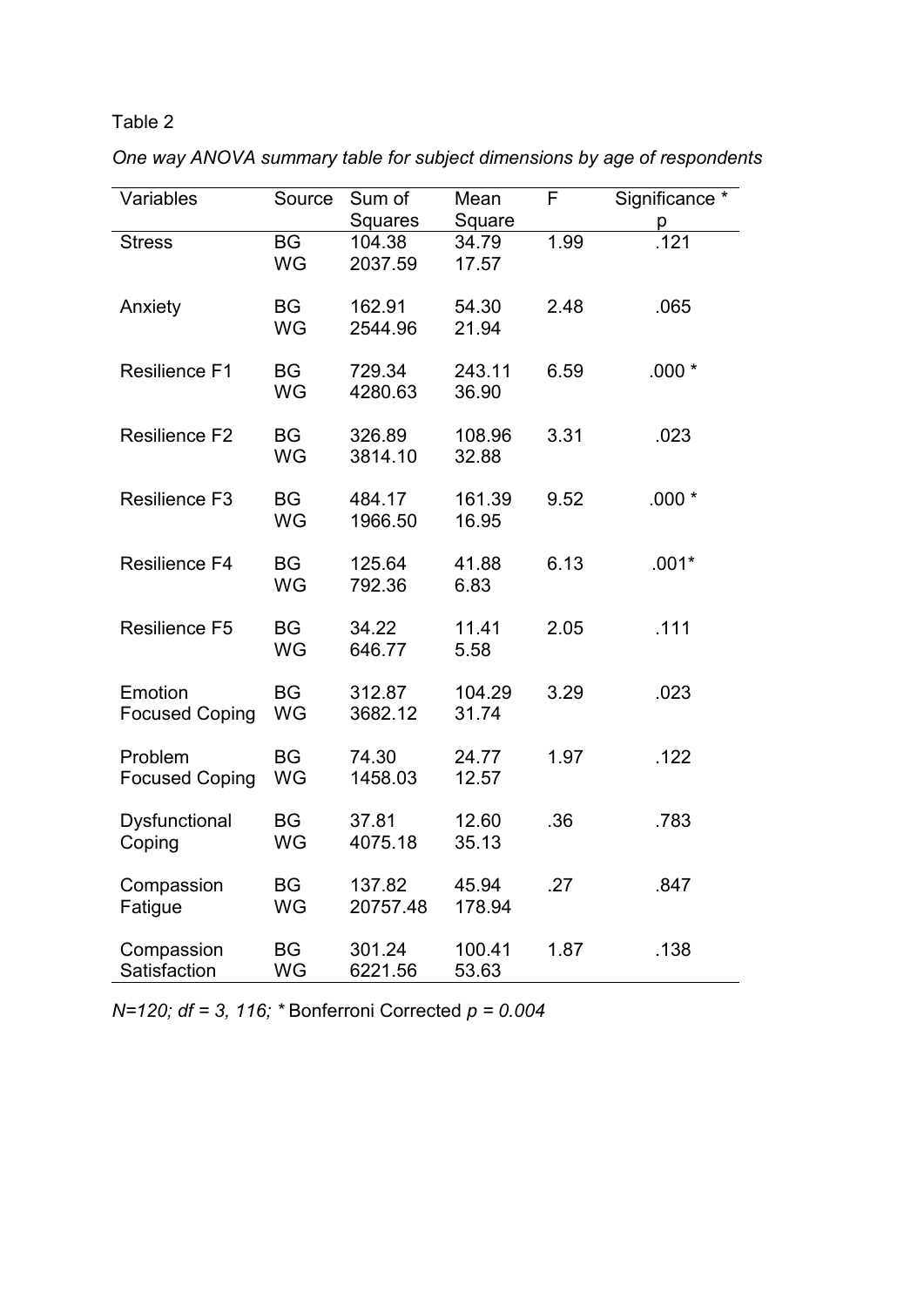Table 2

*One way ANOVA summary table for subject dimensions by age of respondents*

| Variables | Source | Sum of Squares | Mean Square | F | Significance * p |
|---|---|---|---|---|---|
| Stress | BG | 104.38 | 34.79 | 1.99 | .121 |
| | WG | 2037.59 | 17.57 | | |
| Anxiety | BG | 162.91 | 54.30 | 2.48 | .065 |
| | WG | 2544.96 | 21.94 | | |
| Resilience F1 | BG | 729.34 | 243.11 | 6.59 | .000 * |
| | WG | 4280.63 | 36.90 | | |
| Resilience F2 | BG | 326.89 | 108.96 | 3.31 | .023 |
| | WG | 3814.10 | 32.88 | | |
| Resilience F3 | BG | 484.17 | 161.39 | 9.52 | .000 * |
| | WG | 1966.50 | 16.95 | | |
| Resilience F4 | BG | 125.64 | 41.88 | 6.13 | .001* |
| | WG | 792.36 | 6.83 | | |
| Resilience F5 | BG | 34.22 | 11.41 | 2.05 | .111 |
| | WG | 646.77 | 5.58 | | |
| Emotion Focused Coping | BG | 312.87 | 104.29 | 3.29 | .023 |
| | WG | 3682.12 | 31.74 | | |
| Problem Focused Coping | BG | 74.30 | 24.77 | 1.97 | .122 |
| | WG | 1458.03 | 12.57 | | |
| Dysfunctional Coping | BG | 37.81 | 12.60 | .36 | .783 |
| | WG | 4075.18 | 35.13 | | |
| Compassion Fatigue | BG | 137.82 | 45.94 | .27 | .847 |
| | WG | 20757.48 | 178.94 | | |
| Compassion Satisfaction | BG | 301.24 | 100.41 | 1.87 | .138 |
| | WG | 6221.56 | 53.63 | | |

*N=120; df = 3, 116;* * Bonferroni Corrected *p = 0.004*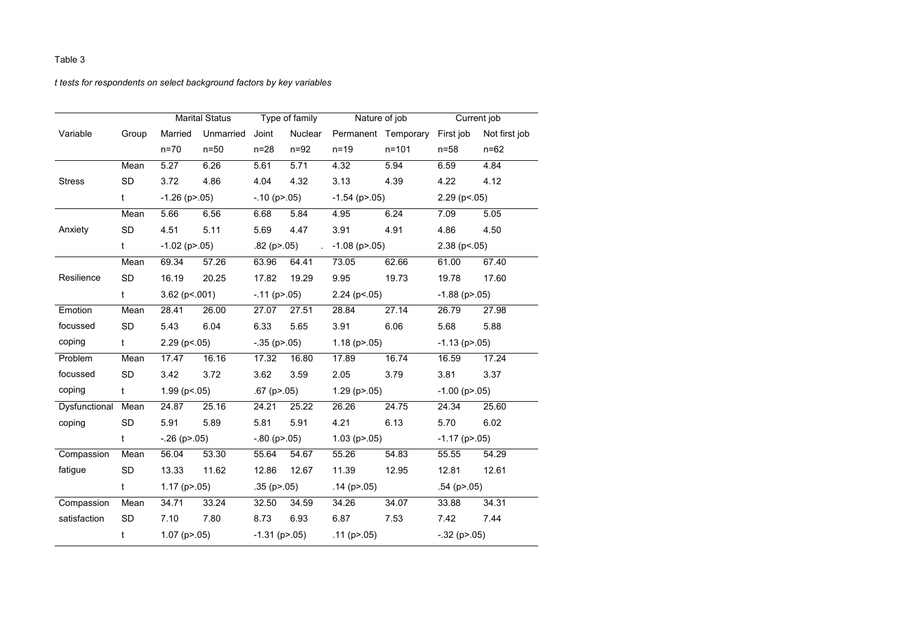Table 3

*t tests for respondents on select background factors by key variables*

| Variable | Group | Marital Status | | Type of family | | Nature of job | | Current job | |
|---|---|---|---|---|---|---|---|---|---|
| | | Married | Unmarried | Joint | Nuclear | Permanent | Temporary | First job | Not first job |
| | | n=70 | n=50 | n=28 | n=92 | n=19 | n=101 | n=58 | n=62 |
| Stress | Mean | 5.27 | 6.26 | 5.61 | 5.71 | 4.32 | 5.94 | 6.59 | 4.84 |
| | SD | 3.72 | 4.86 | 4.04 | 4.32 | 3.13 | 4.39 | 4.22 | 4.12 |
| | t | -1.26 (p>.05) | | -.10 (p>.05) | | -1.54 (p>.05) | | 2.29 (p<.05) | |
| Anxiety | Mean | 5.66 | 6.56 | 6.68 | 5.84 | 4.95 | 6.24 | 7.09 | 5.05 |
| | SD | 4.51 | 5.11 | 5.69 | 4.47 | 3.91 | 4.91 | 4.86 | 4.50 |
| | t | -1.02 (p>.05) | | .82 (p>.05) | . | -1.08 (p>.05) | | 2.38 (p<.05) | |
| Resilience | Mean | 69.34 | 57.26 | 63.96 | 64.41 | 73.05 | 62.66 | 61.00 | 67.40 |
| | SD | 16.19 | 20.25 | 17.82 | 19.29 | 9.95 | 19.73 | 19.78 | 17.60 |
| | t | 3.62 (p<.001) | | -.11 (p>.05) | | 2.24 (p<.05) | | -1.88 (p>.05) | |
| Emotion focussed coping | Mean | 28.41 | 26.00 | 27.07 | 27.51 | 28.84 | 27.14 | 26.79 | 27.98 |
| | SD | 5.43 | 6.04 | 6.33 | 5.65 | 3.91 | 6.06 | 5.68 | 5.88 |
| | t | 2.29 (p<.05) | | -.35 (p>.05) | | 1.18 (p>.05) | | -1.13 (p>.05) | |
| Problem focussed coping | Mean | 17.47 | 16.16 | 17.32 | 16.80 | 17.89 | 16.74 | 16.59 | 17.24 |
| | SD | 3.42 | 3.72 | 3.62 | 3.59 | 2.05 | 3.79 | 3.81 | 3.37 |
| | t | 1.99 (p<.05) | | .67 (p>.05) | | 1.29 (p>.05) | | -1.00 (p>.05) | |
| Dysfunctional coping | Mean | 24.87 | 25.16 | 24.21 | 25.22 | 26.26 | 24.75 | 24.34 | 25.60 |
| | SD | 5.91 | 5.89 | 5.81 | 5.91 | 4.21 | 6.13 | 5.70 | 6.02 |
| | t | -.26 (p>.05) | | -.80 (p>.05) | | 1.03 (p>.05) | | -1.17 (p>.05) | |
| Compassion fatigue | Mean | 56.04 | 53.30 | 55.64 | 54.67 | 55.26 | 54.83 | 55.55 | 54.29 |
| | SD | 13.33 | 11.62 | 12.86 | 12.67 | 11.39 | 12.95 | 12.81 | 12.61 |
| | t | 1.17 (p>.05) | | .35 (p>.05) | | .14 (p>.05) | | .54 (p>.05) | |
| Compassion satisfaction | Mean | 34.71 | 33.24 | 32.50 | 34.59 | 34.26 | 34.07 | 33.88 | 34.31 |
| | SD | 7.10 | 7.80 | 8.73 | 6.93 | 6.87 | 7.53 | 7.42 | 7.44 |
| | t | 1.07 (p>.05) | | -1.31 (p>.05) | | .11 (p>.05) | | -.32 (p>.05) | |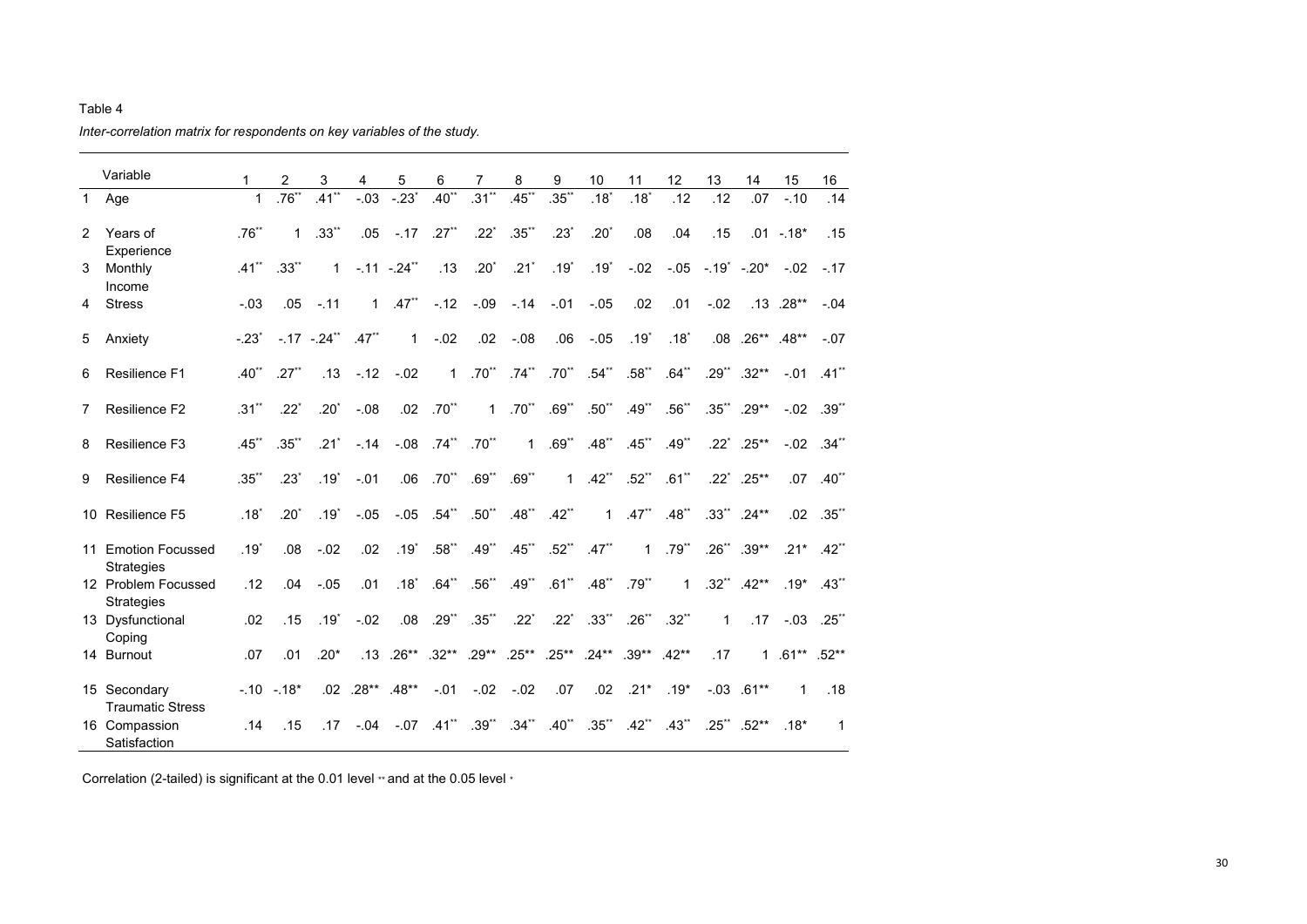Table 4

*Inter-correlation matrix for respondents on key variables of the study.*

| | Variable | 1 | 2 | 3 | 4 | 5 | 6 | 7 | 8 | 9 | 10 | 11 | 12 | 13 | 14 | 15 | 16 |
|---|---|---|---|---|---|---|---|---|---|---|---|---|---|---|---|---|---|
| 1 | Age | 1 | .76** | .41** | -.03 | -.23* | .40** | .31** | .45** | .35** | .18* | .18* | .12 | .12 | .07 | -.10 | .14 |
| 2 | Years of Experience | .76** | 1 | .33** | .05 | -.17 | .27** | .22* | .35** | .23* | .20* | .08 | .04 | .15 | .01 | -.18* | .15 |
| 3 | Monthly Income | .41** | .33** | 1 | -.11 | -.24** | .13 | .20* | .21* | .19* | .19* | -.02 | -.05 | -.19* | -.20* | -.02 | -.17 |
| 4 | Stress | -.03 | .05 | -.11 | 1 | .47** | -.12 | -.09 | -.14 | -.01 | -.05 | .02 | .01 | -.02 | .13 | .28** | -.04 |
| 5 | Anxiety | -.23* | -.17 | -.24** | .47** | 1 | -.02 | .02 | -.08 | .06 | -.05 | .19* | .18* | .08 | .26** | .48** | -.07 |
| 6 | Resilience F1 | .40** | .27** | .13 | -.12 | -.02 | 1 | .70** | .74** | .70** | .54** | .58** | .64** | .29** | .32** | -.01 | .41** |
| 7 | Resilience F2 | .31** | .22* | .20* | -.08 | .02 | .70** | 1 | .70** | .69** | .50** | .49** | .56** | .35** | .29** | -.02 | .39** |
| 8 | Resilience F3 | .45** | .35** | .21* | -.14 | -.08 | .74** | .70** | 1 | .69** | .48** | .45** | .49** | .22* | .25** | -.02 | .34** |
| 9 | Resilience F4 | .35** | .23* | .19* | -.01 | .06 | .70** | .69** | .69** | 1 | .42** | .52** | .61** | .22* | .25** | .07 | .40** |
| 10 | Resilience F5 | .18* | .20* | .19* | -.05 | -.05 | .54** | .50** | .48** | .42** | 1 | .47** | .48** | .33** | .24** | .02 | .35** |
| 11 | Emotion Focussed Strategies | .19* | .08 | -.02 | .02 | .19* | .58** | .49** | .45** | .52** | .47** | 1 | .79** | .26** | .39** | .21* | .42** |
| 12 | Problem Focussed Strategies | .12 | .04 | -.05 | .01 | .18* | .64** | .56** | .49** | .61** | .48** | .79** | 1 | .32** | .42** | .19* | .43** |
| 13 | Dysfunctional Coping | .02 | .15 | .19* | -.02 | .08 | .29** | .35** | .22* | .22* | .33** | .26** | .32** | 1 | .17 | -.03 | .25** |
| 14 | Burnout | .07 | .01 | .20* | .13 | .26** | .32** | .29** | .25** | .25** | .24** | .39** | .42** | .17 | 1 | .61** | .52** |
| 15 | Secondary Traumatic Stress | -.10 | -.18* | .02 | .28** | .48** | -.01 | -.02 | -.02 | .07 | .02 | .21* | .19* | -.03 | .61** | 1 | .18 |
| 16 | Compassion Satisfaction | .14 | .15 | .17 | -.04 | -.07 | .41** | .39** | .34** | .40** | .35** | .42** | .43** | .25** | .52** | .18* | 1 |

Correlation (2-tailed) is significant at the 0.01 level ** and at the 0.05 level *